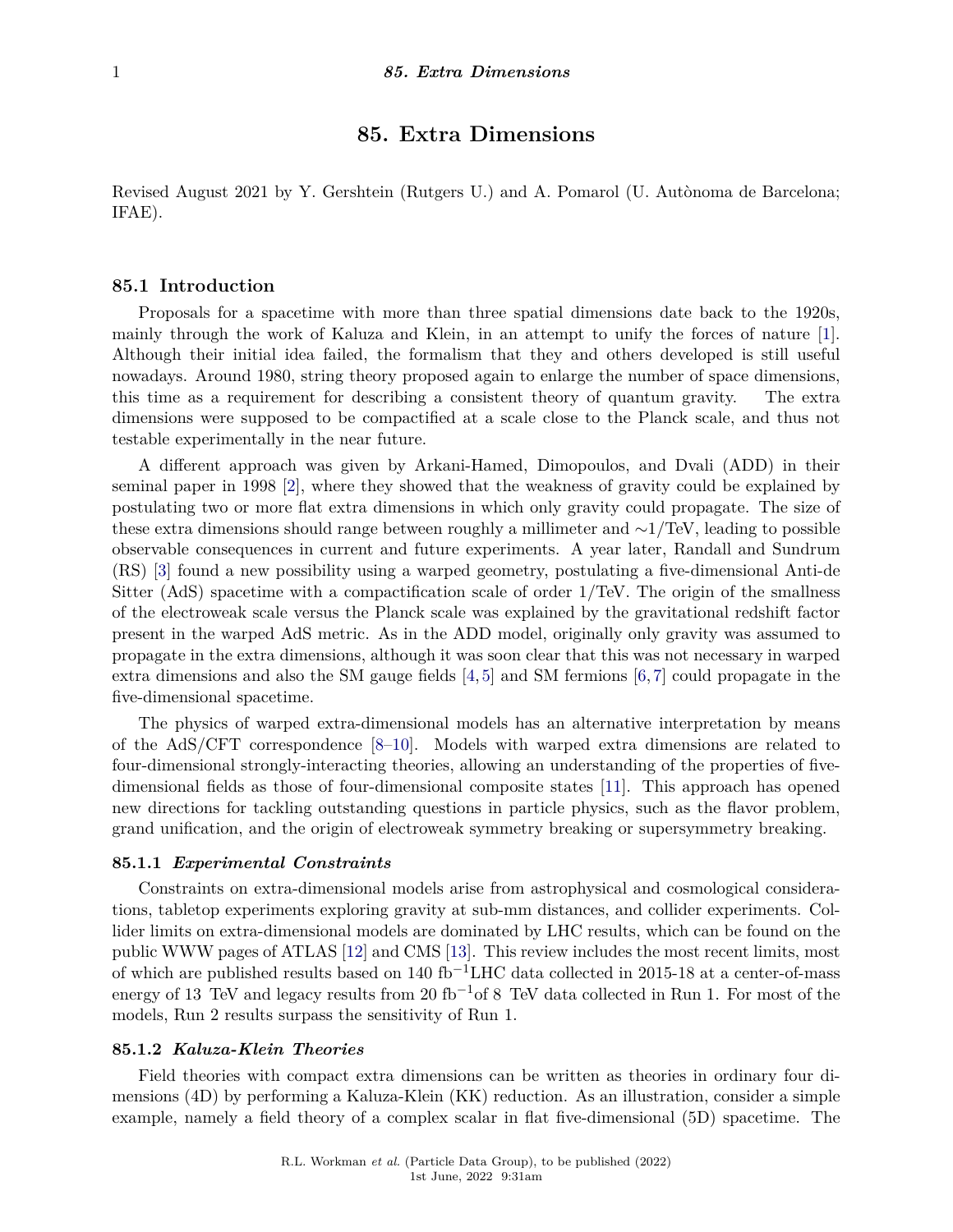# 85. Extra Dimensions

Revised August 2021 by Y. Gershtein (Rutgers U.) and A. Pomarol (U. Autònoma de Barcelona; IFAE).

## 85.1 Introduction

Proposals for a spacetime with more than three spatial dimensions date back to the 1920s, mainly through the work of Kaluza and Klein, in an attempt to unify the forces of nature [1]. Although their initial idea failed, the formalism that they and others developed is still useful nowadays. Around 1980, string theory proposed again to enlarge the number of space dimensions, this time as a requirement for describing a consistent theory of quantum gravity. The extra dimensions were supposed to be compactified at a scale close to the Planck scale, and thus not testable experimentally in the near future.

A different approach was given by Arkani-Hamed, Dimopoulos, and Dvali (ADD) in their seminal paper in 1998 [2], where they showed that the weakness of gravity could be explained by postulating two or more flat extra dimensions in which only gravity could propagate. The size of these extra dimensions should range between roughly a millimeter and $\sim$1/TeV, leading to possible observable consequences in current and future experiments. A year later, Randall and Sundrum (RS) [3] found a new possibility using a warped geometry, postulating a five-dimensional Anti-de Sitter (AdS) spacetime with a compactification scale of order 1/TeV. The origin of the smallness of the electroweak scale versus the Planck scale was explained by the gravitational redshift factor present in the warped AdS metric. As in the ADD model, originally only gravity was assumed to propagate in the extra dimensions, although it was soon clear that this was not necessary in warped extra dimensions and also the SM gauge fields [4, 5] and SM fermions [6, 7] could propagate in the five-dimensional spacetime.

The physics of warped extra-dimensional models has an alternative interpretation by means of the AdS/CFT correspondence [8–10]. Models with warped extra dimensions are related to four-dimensional strongly-interacting theories, allowing an understanding of the properties of five-dimensional fields as those of four-dimensional composite states [11]. This approach has opened new directions for tackling outstanding questions in particle physics, such as the flavor problem, grand unification, and the origin of electroweak symmetry breaking or supersymmetry breaking.

### 85.1.1 *Experimental Constraints*

Constraints on extra-dimensional models arise from astrophysical and cosmological considerations, tabletop experiments exploring gravity at sub-mm distances, and collider experiments. Collider limits on extra-dimensional models are dominated by LHC results, which can be found on the public WWW pages of ATLAS [12] and CMS [13]. This review includes the most recent limits, most of which are published results based on 140 fb$^{-1}$LHC data collected in 2015-18 at a center-of-mass energy of 13 TeV and legacy results from 20 fb$^{-1}$of 8 TeV data collected in Run 1. For most of the models, Run 2 results surpass the sensitivity of Run 1.

### 85.1.2 *Kaluza-Klein Theories*

Field theories with compact extra dimensions can be written as theories in ordinary four dimensions (4D) by performing a Kaluza-Klein (KK) reduction. As an illustration, consider a simple example, namely a field theory of a complex scalar in flat five-dimensional (5D) spacetime. The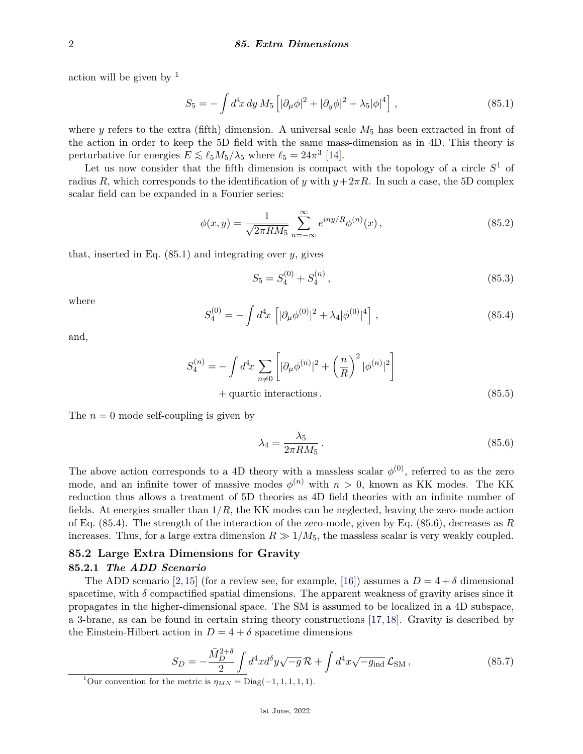action will be given by [1]

$$S_5 = -\int d^4x\, dy\, M_5 \left[ |\partial_\mu \phi|^2 + |\partial_y \phi|^2 + \lambda_5 |\phi|^4 \right] , \tag{85.1}$$

where $y$ refers to the extra (fifth) dimension. A universal scale $M_5$ has been extracted in front of the action in order to keep the 5D field with the same mass-dimension as in 4D. This theory is perturbative for energies $E \lesssim \ell_5 M_5/\lambda_5$ where $\ell_5 = 24\pi^3$ [14].

Let us now consider that the fifth dimension is compact with the topology of a circle $S^1$ of radius $R$, which corresponds to the identification of $y$ with $y + 2\pi R$. In such a case, the 5D complex scalar field can be expanded in a Fourier series:

$$\phi(x, y) = \frac{1}{\sqrt{2\pi R M_5}} \sum_{n=-\infty}^{\infty} e^{iny/R} \phi^{(n)}(x) , \tag{85.2}$$

that, inserted in Eq. (85.1) and integrating over $y$, gives

$$S_5 = S_4^{(0)} + S_4^{(n)} , \tag{85.3}$$

where

$$S_4^{(0)} = -\int d^4x \left[ |\partial_\mu \phi^{(0)}|^2 + \lambda_4 |\phi^{(0)}|^4 \right] , \tag{85.4}$$

and,

$$S_4^{(n)} = -\int d^4x \sum_{n \neq 0} \left[ |\partial_\mu \phi^{(n)}|^2 + \left( \frac{n}{R} \right)^2 |\phi^{(n)}|^2 \right] + \text{quartic interactions} . \tag{85.5}$$

The $n = 0$ mode self-coupling is given by

$$\lambda_4 = \frac{\lambda_5}{2\pi R M_5} . \tag{85.6}$$

The above action corresponds to a 4D theory with a massless scalar $\phi^{(0)}$, referred to as the zero mode, and an infinite tower of massive modes $\phi^{(n)}$ with $n > 0$, known as KK modes. The KK reduction thus allows a treatment of 5D theories as 4D field theories with an infinite number of fields. At energies smaller than $1/R$, the KK modes can be neglected, leaving the zero-mode action of Eq. (85.4). The strength of the interaction of the zero-mode, given by Eq. (85.6), decreases as $R$ increases. Thus, for a large extra dimension $R \gg 1/M_5$, the massless scalar is very weakly coupled.

## 85.2 Large Extra Dimensions for Gravity

### 85.2.1 *The ADD Scenario*

The ADD scenario [2, 15] (for a review see, for example, [16]) assumes a $D = 4 + \delta$ dimensional spacetime, with $\delta$ compactified spatial dimensions. The apparent weakness of gravity arises since it propagates in the higher-dimensional space. The SM is assumed to be localized in a 4D subspace, a 3-brane, as can be found in certain string theory constructions [17, 18]. Gravity is described by the Einstein-Hilbert action in $D = 4 + \delta$ spacetime dimensions

$$S_D = -\frac{\bar{M}_D^{2+\delta}}{2} \int d^4x d^\delta y \sqrt{-g}\, \mathcal{R} + \int d^4x \sqrt{-g_{\text{ind}}}\, \mathcal{L}_{\text{SM}} , \tag{85.7}$$

[1] Our convention for the metric is $\eta_{MN} = \text{Diag}(-1, 1, 1, 1, 1)$.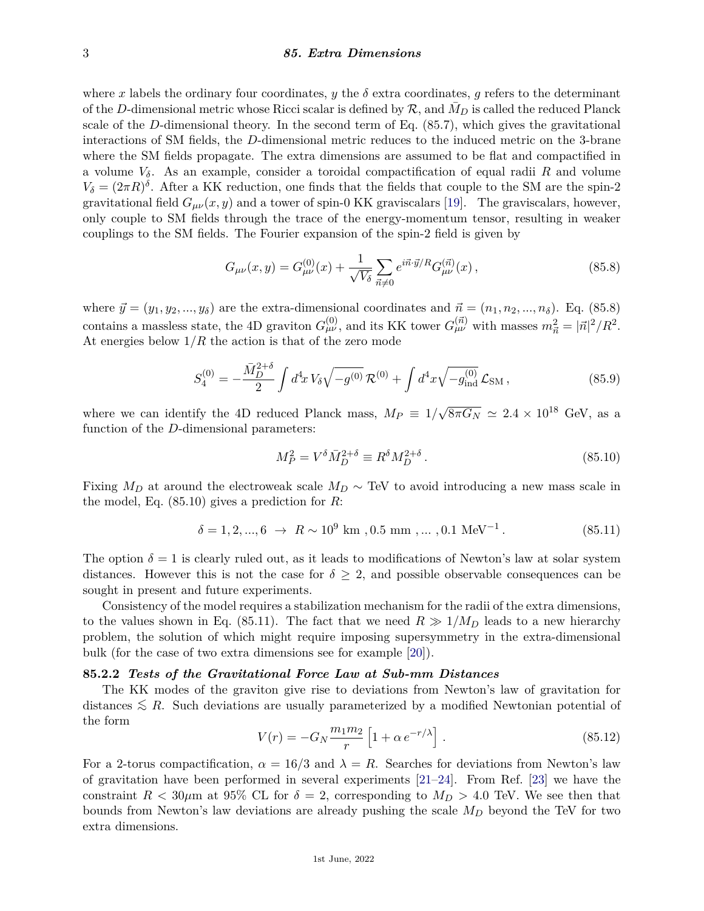where $x$ labels the ordinary four coordinates, $y$ the $\delta$ extra coordinates, $g$ refers to the determinant of the $D$-dimensional metric whose Ricci scalar is defined by $\mathcal{R}$, and $\bar{M}_D$ is called the reduced Planck scale of the $D$-dimensional theory. In the second term of Eq. (85.7), which gives the gravitational interactions of SM fields, the $D$-dimensional metric reduces to the induced metric on the 3-brane where the SM fields propagate. The extra dimensions are assumed to be flat and compactified in a volume $V_\delta$. As an example, consider a toroidal compactification of equal radii $R$ and volume $V_\delta = (2\pi R)^\delta$. After a KK reduction, one finds that the fields that couple to the SM are the spin-2 gravitational field $G_{\mu\nu}(x, y)$ and a tower of spin-0 KK graviscalars [19]. The graviscalars, however, only couple to SM fields through the trace of the energy-momentum tensor, resulting in weaker couplings to the SM fields. The Fourier expansion of the spin-2 field is given by

$$G_{\mu\nu}(x, y) = G_{\mu\nu}^{(0)}(x) + \frac{1}{\sqrt{V_\delta}} \sum_{\vec{n} \neq 0} e^{i\vec{n}\cdot\vec{y}/R} G_{\mu\nu}^{(\vec{n})}(x) \,, \tag{85.8}$$

where $\vec{y} = (y_1, y_2, ..., y_\delta)$ are the extra-dimensional coordinates and $\vec{n} = (n_1, n_2, ..., n_\delta)$. Eq. (85.8) contains a massless state, the 4D graviton $G_{\mu\nu}^{(0)}$, and its KK tower $G_{\mu\nu}^{(\vec{n})}$ with masses $m_{\vec{n}}^2 = |\vec{n}|^2/R^2$. At energies below $1/R$ the action is that of the zero mode

$$S_4^{(0)} = -\frac{\bar{M}_D^{2+\delta}}{2} \int d^4x \, V_\delta \sqrt{-g^{(0)}} \, \mathcal{R}^{(0)} + \int d^4x \sqrt{-g_{\rm ind}^{(0)}} \, \mathcal{L}_{\rm SM} \,, \tag{85.9}$$

where we can identify the 4D reduced Planck mass, $M_P \equiv 1/\sqrt{8\pi G_N} \simeq 2.4 \times 10^{18}$ GeV, as a function of the $D$-dimensional parameters:

$$M_P^2 = V^\delta \bar{M}_D^{2+\delta} \equiv R^\delta M_D^{2+\delta} \,. \tag{85.10}$$

Fixing $M_D$ at around the electroweak scale $M_D \sim$ TeV to avoid introducing a new mass scale in the model, Eq. (85.10) gives a prediction for $R$:

$$\delta = 1, 2, ..., 6 \;\rightarrow\; R \sim 10^9 \text{ km} \;, 0.5 \text{ mm} \;, ... \;, 0.1 \text{ MeV}^{-1} \,. \tag{85.11}$$

The option $\delta = 1$ is clearly ruled out, as it leads to modifications of Newton's law at solar system distances. However this is not the case for $\delta \geq 2$, and possible observable consequences can be sought in present and future experiments.

Consistency of the model requires a stabilization mechanism for the radii of the extra dimensions, to the values shown in Eq. (85.11). The fact that we need $R \gg 1/M_D$ leads to a new hierarchy problem, the solution of which might require imposing supersymmetry in the extra-dimensional bulk (for the case of two extra dimensions see for example [20]).

### 85.2.2 *Tests of the Gravitational Force Law at Sub-mm Distances*

The KK modes of the graviton give rise to deviations from Newton's law of gravitation for distances $\lesssim R$. Such deviations are usually parameterized by a modified Newtonian potential of the form

$$V(r) = -G_N \frac{m_1 m_2}{r} \left[ 1 + \alpha \, e^{-r/\lambda} \right] \,. \tag{85.12}$$

For a 2-torus compactification, $\alpha = 16/3$ and $\lambda = R$. Searches for deviations from Newton's law of gravitation have been performed in several experiments [21–24]. From Ref. [23] we have the constraint $R < 30\mu$m at 95% CL for $\delta = 2$, corresponding to $M_D > 4.0$ TeV. We see then that bounds from Newton's law deviations are already pushing the scale $M_D$ beyond the TeV for two extra dimensions.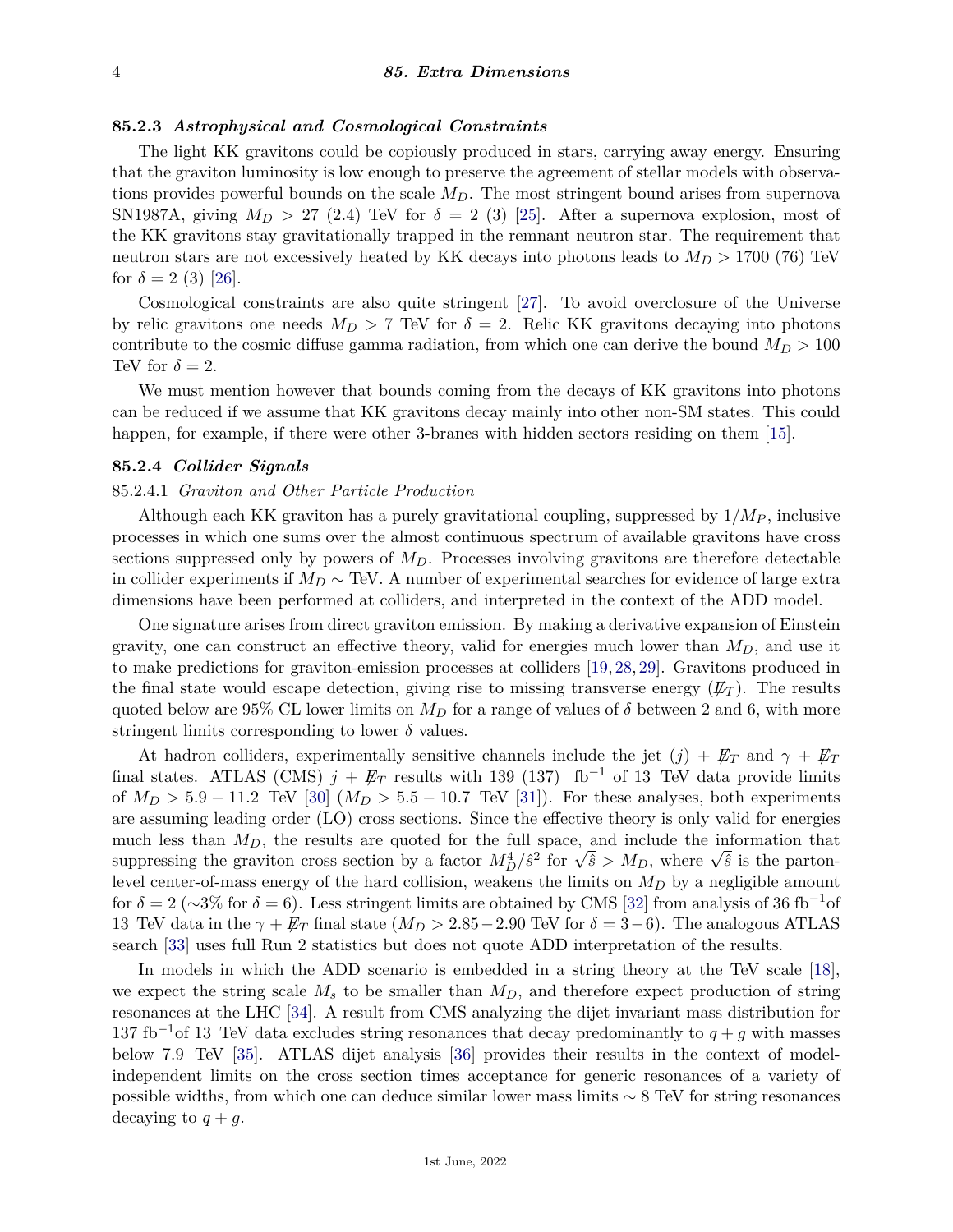### 85.2.3 *Astrophysical and Cosmological Constraints*

The light KK gravitons could be copiously produced in stars, carrying away energy. Ensuring that the graviton luminosity is low enough to preserve the agreement of stellar models with observations provides powerful bounds on the scale $M_D$. The most stringent bound arises from supernova SN1987A, giving $M_D > 27$ (2.4) TeV for $\delta = 2$ (3) [25]. After a supernova explosion, most of the KK gravitons stay gravitationally trapped in the remnant neutron star. The requirement that neutron stars are not excessively heated by KK decays into photons leads to $M_D > 1700$ (76) TeV for $\delta = 2$ (3) [26].

Cosmological constraints are also quite stringent [27]. To avoid overclosure of the Universe by relic gravitons one needs $M_D > 7$ TeV for $\delta = 2$. Relic KK gravitons decaying into photons contribute to the cosmic diffuse gamma radiation, from which one can derive the bound $M_D > 100$ TeV for $\delta = 2$.

We must mention however that bounds coming from the decays of KK gravitons into photons can be reduced if we assume that KK gravitons decay mainly into other non-SM states. This could happen, for example, if there were other 3-branes with hidden sectors residing on them [15].

### 85.2.4 *Collider Signals*

#### 85.2.4.1 *Graviton and Other Particle Production*

Although each KK graviton has a purely gravitational coupling, suppressed by $1/M_P$, inclusive processes in which one sums over the almost continuous spectrum of available gravitons have cross sections suppressed only by powers of $M_D$. Processes involving gravitons are therefore detectable in collider experiments if $M_D \sim$ TeV. A number of experimental searches for evidence of large extra dimensions have been performed at colliders, and interpreted in the context of the ADD model.

One signature arises from direct graviton emission. By making a derivative expansion of Einstein gravity, one can construct an effective theory, valid for energies much lower than $M_D$, and use it to make predictions for graviton-emission processes at colliders [19, 28, 29]. Gravitons produced in the final state would escape detection, giving rise to missing transverse energy ($\not\!\!E_T$). The results quoted below are 95% CL lower limits on $M_D$ for a range of values of $\delta$ between 2 and 6, with more stringent limits corresponding to lower $\delta$ values.

At hadron colliders, experimentally sensitive channels include the jet ($j$) + $\not\!\!E_T$ and $\gamma$ + $\not\!\!E_T$ final states. ATLAS (CMS) $j$ + $\not\!\!E_T$ results with 139 (137) $\text{fb}^{-1}$ of 13 TeV data provide limits of $M_D > 5.9 - 11.2$ TeV [30] ($M_D > 5.5 - 10.7$ TeV [31]). For these analyses, both experiments are assuming leading order (LO) cross sections. Since the effective theory is only valid for energies much less than $M_D$, the results are quoted for the full space, and include the information that suppressing the graviton cross section by a factor $M_D^4/\hat{s}^2$ for $\sqrt{\hat{s}} > M_D$, where $\sqrt{\hat{s}}$ is the parton-level center-of-mass energy of the hard collision, weakens the limits on $M_D$ by a negligible amount for $\delta = 2$ ($\sim$3% for $\delta = 6$). Less stringent limits are obtained by CMS [32] from analysis of 36 $\text{fb}^{-1}$of 13 TeV data in the $\gamma$ + $\not\!\!E_T$ final state ($M_D > 2.85 - 2.90$ TeV for $\delta = 3 - 6$). The analogous ATLAS search [33] uses full Run 2 statistics but does not quote ADD interpretation of the results.

In models in which the ADD scenario is embedded in a string theory at the TeV scale [18], we expect the string scale $M_s$ to be smaller than $M_D$, and therefore expect production of string resonances at the LHC [34]. A result from CMS analyzing the dijet invariant mass distribution for 137 $\text{fb}^{-1}$of 13 TeV data excludes string resonances that decay predominantly to $q + g$ with masses below 7.9 TeV [35]. ATLAS dijet analysis [36] provides their results in the context of model-independent limits on the cross section times acceptance for generic resonances of a variety of possible widths, from which one can deduce similar lower mass limits $\sim$ 8 TeV for string resonances decaying to $q + g$.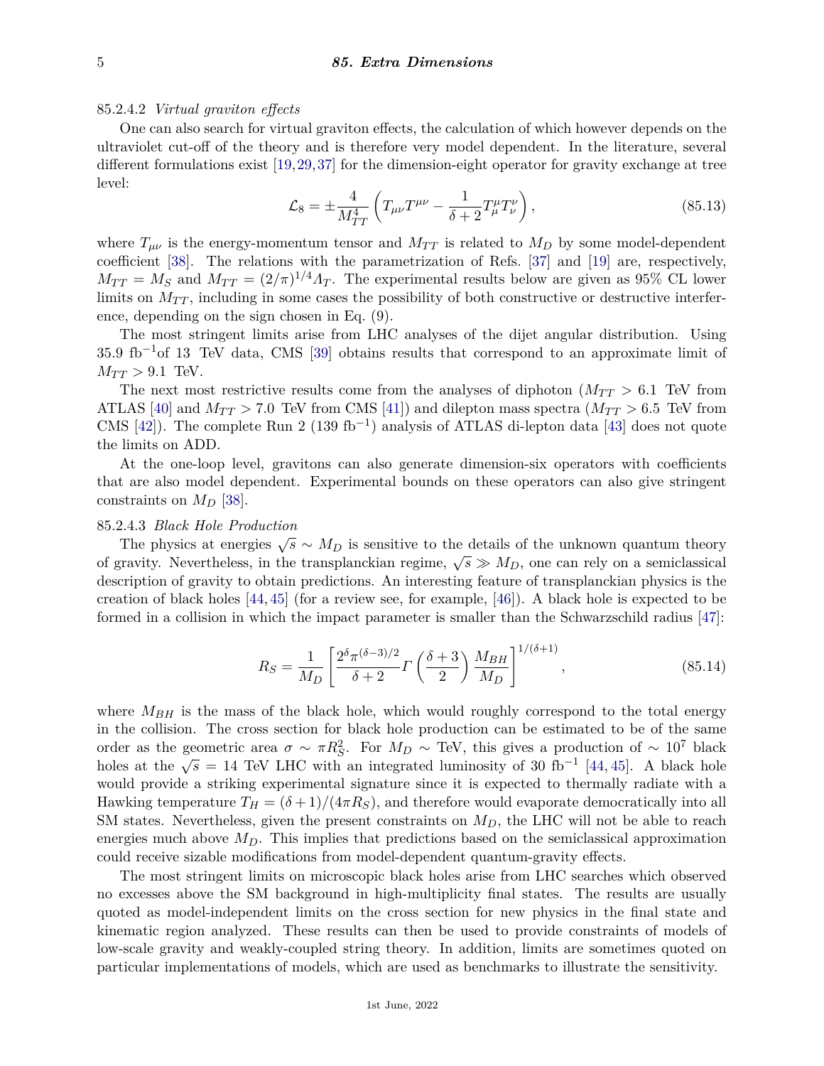#### 85.2.4.2 *Virtual graviton effects*

One can also search for virtual graviton effects, the calculation of which however depends on the ultraviolet cut-off of the theory and is therefore very model dependent. In the literature, several different formulations exist [19, 29, 37] for the dimension-eight operator for gravity exchange at tree level:

$$\mathcal{L}_8 = \pm \frac{4}{M_{TT}^4} \left( T_{\mu\nu} T^{\mu\nu} - \frac{1}{\delta+2} T^{\mu}_{\mu} T^{\nu}_{\nu} \right), \tag{85.13}$$

where $T_{\mu\nu}$ is the energy-momentum tensor and $M_{TT}$ is related to $M_D$ by some model-dependent coefficient [38]. The relations with the parametrization of Refs. [37] and [19] are, respectively, $M_{TT} = M_S$ and $M_{TT} = (2/\pi)^{1/4} \Lambda_T$. The experimental results below are given as 95% CL lower limits on $M_{TT}$, including in some cases the possibility of both constructive or destructive interference, depending on the sign chosen in Eq. (9).

The most stringent limits arise from LHC analyses of the dijet angular distribution. Using 35.9 $\text{fb}^{-1}$of 13 TeV data, CMS [39] obtains results that correspond to an approximate limit of $M_{TT} > 9.1$ TeV.

The next most restrictive results come from the analyses of diphoton ($M_{TT} > 6.1$ TeV from ATLAS [40] and $M_{TT} > 7.0$ TeV from CMS [41]) and dilepton mass spectra ($M_{TT} > 6.5$ TeV from CMS [42]). The complete Run 2 (139 $\text{fb}^{-1}$) analysis of ATLAS di-lepton data [43] does not quote the limits on ADD.

At the one-loop level, gravitons can also generate dimension-six operators with coefficients that are also model dependent. Experimental bounds on these operators can also give stringent constraints on $M_D$ [38].

#### 85.2.4.3 *Black Hole Production*

The physics at energies $\sqrt{s} \sim M_D$ is sensitive to the details of the unknown quantum theory of gravity. Nevertheless, in the transplanckian regime, $\sqrt{s} \gg M_D$, one can rely on a semiclassical description of gravity to obtain predictions. An interesting feature of transplanckian physics is the creation of black holes [44, 45] (for a review see, for example, [46]). A black hole is expected to be formed in a collision in which the impact parameter is smaller than the Schwarzschild radius [47]:

$$R_S = \frac{1}{M_D} \left[ \frac{2^{\delta} \pi^{(\delta-3)/2}}{\delta+2} \Gamma\left(\frac{\delta+3}{2}\right) \frac{M_{BH}}{M_D} \right]^{1/(\delta+1)}, \tag{85.14}$$

where $M_{BH}$ is the mass of the black hole, which would roughly correspond to the total energy in the collision. The cross section for black hole production can be estimated to be of the same order as the geometric area $\sigma \sim \pi R_S^2$. For $M_D \sim$ TeV, this gives a production of $\sim 10^7$ black holes at the $\sqrt{s} = 14$ TeV LHC with an integrated luminosity of 30 $\text{fb}^{-1}$ [44, 45]. A black hole would provide a striking experimental signature since it is expected to thermally radiate with a Hawking temperature $T_H = (\delta+1)/(4\pi R_S)$, and therefore would evaporate democratically into all SM states. Nevertheless, given the present constraints on $M_D$, the LHC will not be able to reach energies much above $M_D$. This implies that predictions based on the semiclassical approximation could receive sizable modifications from model-dependent quantum-gravity effects.

The most stringent limits on microscopic black holes arise from LHC searches which observed no excesses above the SM background in high-multiplicity final states. The results are usually quoted as model-independent limits on the cross section for new physics in the final state and kinematic region analyzed. These results can then be used to provide constraints of models of low-scale gravity and weakly-coupled string theory. In addition, limits are sometimes quoted on particular implementations of models, which are used as benchmarks to illustrate the sensitivity.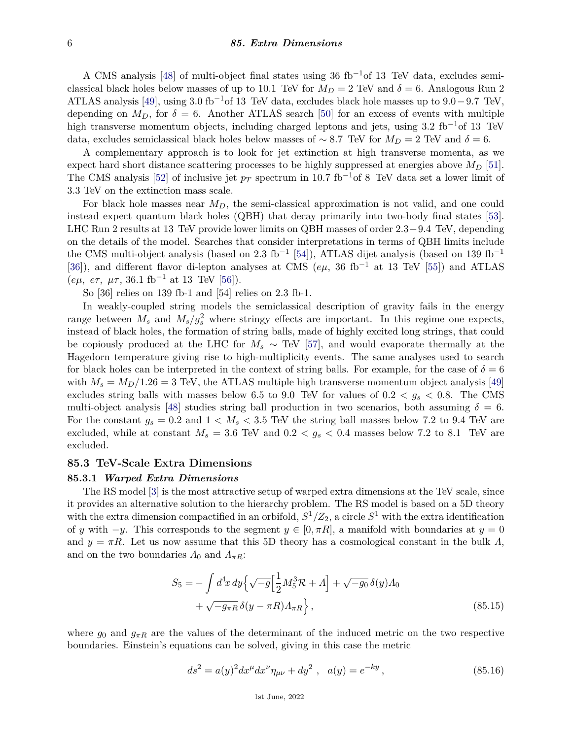A CMS analysis [48] of multi-object final states using 36 fb$^{-1}$of 13 TeV data, excludes semi-classical black holes below masses of up to 10.1 TeV for $M_D = 2$ TeV and $\delta = 6$. Analogous Run 2 ATLAS analysis [49], using 3.0 fb$^{-1}$of 13 TeV data, excludes black hole masses up to 9.0 − 9.7 TeV, depending on $M_D$, for $\delta = 6$. Another ATLAS search [50] for an excess of events with multiple high transverse momentum objects, including charged leptons and jets, using 3.2 fb$^{-1}$of 13 TeV data, excludes semiclassical black holes below masses of $\sim 8.7$ TeV for $M_D = 2$ TeV and $\delta = 6$.

A complementary approach is to look for jet extinction at high transverse momenta, as we expect hard short distance scattering processes to be highly suppressed at energies above $M_D$ [51]. The CMS analysis [52] of inclusive jet $p_T$ spectrum in 10.7 fb$^{-1}$of 8 TeV data set a lower limit of 3.3 TeV on the extinction mass scale.

For black hole masses near $M_D$, the semi-classical approximation is not valid, and one could instead expect quantum black holes (QBH) that decay primarily into two-body final states [53]. LHC Run 2 results at 13 TeV provide lower limits on QBH masses of order 2.3 − 9.4 TeV, depending on the details of the model. Searches that consider interpretations in terms of QBH limits include the CMS multi-object analysis (based on 2.3 fb$^{-1}$ [54]), ATLAS dijet analysis (based on 139 fb$^{-1}$ [36]), and different flavor di-lepton analyses at CMS ($e\mu$, 36 fb$^{-1}$ at 13 TeV [55]) and ATLAS ($e\mu$, $e\tau$, $\mu\tau$, 36.1 fb$^{-1}$ at 13 TeV [56]).

So [36] relies on 139 fb-1 and [54] relies on 2.3 fb-1.

In weakly-coupled string models the semiclassical description of gravity fails in the energy range between $M_s$ and $M_s/g_s^2$ where stringy effects are important. In this regime one expects, instead of black holes, the formation of string balls, made of highly excited long strings, that could be copiously produced at the LHC for $M_s \sim$ TeV [57], and would evaporate thermally at the Hagedorn temperature giving rise to high-multiplicity events. The same analyses used to search for black holes can be interpreted in the context of string balls. For example, for the case of $\delta = 6$ with $M_s = M_D/1.26 = 3$ TeV, the ATLAS multiple high transverse momentum object analysis [49] excludes string balls with masses below 6.5 to 9.0 TeV for values of $0.2 < g_s < 0.8$. The CMS multi-object analysis [48] studies string ball production in two scenarios, both assuming $\delta = 6$. For the constant $g_s = 0.2$ and $1 < M_s < 3.5$ TeV the string ball masses below 7.2 to 9.4 TeV are excluded, while at constant $M_s = 3.6$ TeV and $0.2 < g_s < 0.4$ masses below 7.2 to 8.1 TeV are excluded.

## 85.3 TeV-Scale Extra Dimensions

### 85.3.1 *Warped Extra Dimensions*

The RS model [3] is the most attractive setup of warped extra dimensions at the TeV scale, since it provides an alternative solution to the hierarchy problem. The RS model is based on a 5D theory with the extra dimension compactified in an orbifold, $S^1/Z_2$, a circle $S^1$ with the extra identification of $y$ with $-y$. This corresponds to the segment $y \in [0, \pi R]$, a manifold with boundaries at $y = 0$ and $y = \pi R$. Let us now assume that this 5D theory has a cosmological constant in the bulk $\Lambda$, and on the two boundaries $\Lambda_0$ and $\Lambda_{\pi R}$:

$$
\begin{aligned}
S_5 = -\int d^4x\, dy \Big\{ \sqrt{-g}\Big[\frac{1}{2}M_5^3\mathcal{R} + \Lambda\Big] + \sqrt{-g_0}\,\delta(y)\Lambda_0 \\
+ \sqrt{-g_{\pi R}}\,\delta(y-\pi R)\Lambda_{\pi R}\Big\}\,,
\end{aligned}
\tag{85.15}
$$

where $g_0$ and $g_{\pi R}$ are the values of the determinant of the induced metric on the two respective boundaries. Einstein's equations can be solved, giving in this case the metric

$$
ds^2 = a(y)^2 dx^\mu dx^\nu \eta_{\mu\nu} + dy^2\ ,\quad a(y) = e^{-ky}\,,
\tag{85.16}
$$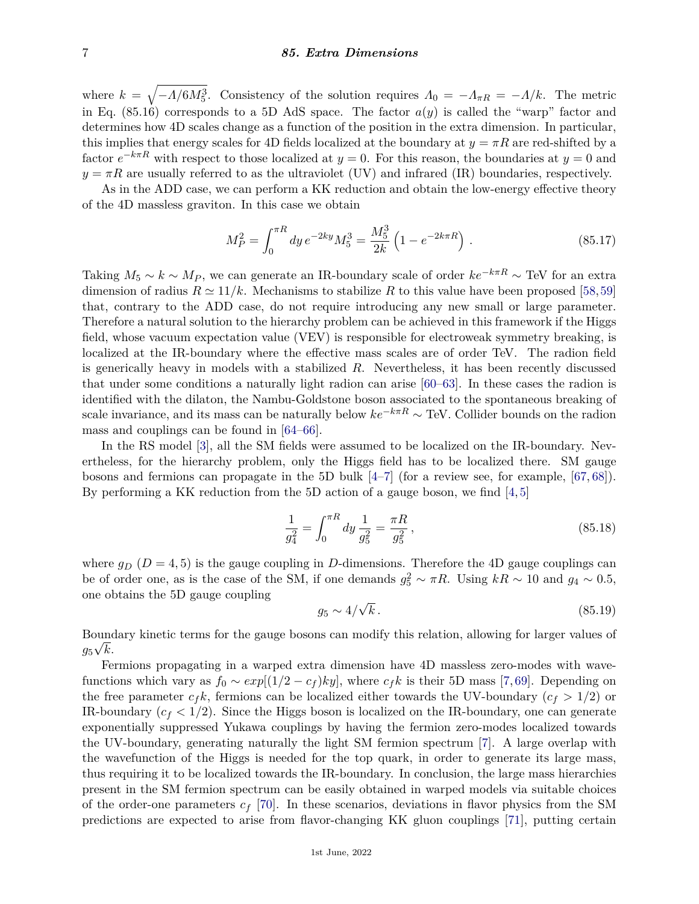where $k = \sqrt{-\Lambda/6M_5^3}$. Consistency of the solution requires $\Lambda_0 = -\Lambda_{\pi R} = -\Lambda/k$. The metric in Eq. (85.16) corresponds to a 5D AdS space. The factor $a(y)$ is called the "warp" factor and determines how 4D scales change as a function of the position in the extra dimension. In particular, this implies that energy scales for 4D fields localized at the boundary at $y = \pi R$ are red-shifted by a factor $e^{-k\pi R}$ with respect to those localized at $y = 0$. For this reason, the boundaries at $y = 0$ and $y = \pi R$ are usually referred to as the ultraviolet (UV) and infrared (IR) boundaries, respectively.

As in the ADD case, we can perform a KK reduction and obtain the low-energy effective theory of the 4D massless graviton. In this case we obtain

$$M_P^2 = \int_0^{\pi R} dy\, e^{-2ky} M_5^3 = \frac{M_5^3}{2k}\left(1 - e^{-2k\pi R}\right). \tag{85.17}$$

Taking $M_5 \sim k \sim M_P$, we can generate an IR-boundary scale of order $ke^{-k\pi R} \sim$ TeV for an extra dimension of radius $R \simeq 11/k$. Mechanisms to stabilize $R$ to this value have been proposed [58,59] that, contrary to the ADD case, do not require introducing any new small or large parameter. Therefore a natural solution to the hierarchy problem can be achieved in this framework if the Higgs field, whose vacuum expectation value (VEV) is responsible for electroweak symmetry breaking, is localized at the IR-boundary where the effective mass scales are of order TeV. The radion field is generically heavy in models with a stabilized $R$. Nevertheless, it has been recently discussed that under some conditions a naturally light radion can arise [60–63]. In these cases the radion is identified with the dilaton, the Nambu-Goldstone boson associated to the spontaneous breaking of scale invariance, and its mass can be naturally below $ke^{-k\pi R} \sim$ TeV. Collider bounds on the radion mass and couplings can be found in [64–66].

In the RS model [3], all the SM fields were assumed to be localized on the IR-boundary. Nevertheless, for the hierarchy problem, only the Higgs field has to be localized there. SM gauge bosons and fermions can propagate in the 5D bulk [4–7] (for a review see, for example, [67,68]). By performing a KK reduction from the 5D action of a gauge boson, we find [4,5]

$$\frac{1}{g_4^2} = \int_0^{\pi R} dy\, \frac{1}{g_5^2} = \frac{\pi R}{g_5^2}, \tag{85.18}$$

where $g_D$ ($D = 4,5$) is the gauge coupling in $D$-dimensions. Therefore the 4D gauge couplings can be of order one, as is the case of the SM, if one demands $g_5^2 \sim \pi R$. Using $kR \sim 10$ and $g_4 \sim 0.5$, one obtains the 5D gauge coupling

$$g_5 \sim 4/\sqrt{k}\,. \tag{85.19}$$

Boundary kinetic terms for the gauge bosons can modify this relation, allowing for larger values of $g_5\sqrt{k}$.

Fermions propagating in a warped extra dimension have 4D massless zero-modes with wavefunctions which vary as $f_0 \sim exp[(1/2 - c_f)ky]$, where $c_f k$ is their 5D mass [7,69]. Depending on the free parameter $c_f k$, fermions can be localized either towards the UV-boundary ($c_f > 1/2$) or IR-boundary ($c_f < 1/2$). Since the Higgs boson is localized on the IR-boundary, one can generate exponentially suppressed Yukawa couplings by having the fermion zero-modes localized towards the UV-boundary, generating naturally the light SM fermion spectrum [7]. A large overlap with the wavefunction of the Higgs is needed for the top quark, in order to generate its large mass, thus requiring it to be localized towards the IR-boundary. In conclusion, the large mass hierarchies present in the SM fermion spectrum can be easily obtained in warped models via suitable choices of the order-one parameters $c_f$ [70]. In these scenarios, deviations in flavor physics from the SM predictions are expected to arise from flavor-changing KK gluon couplings [71], putting certain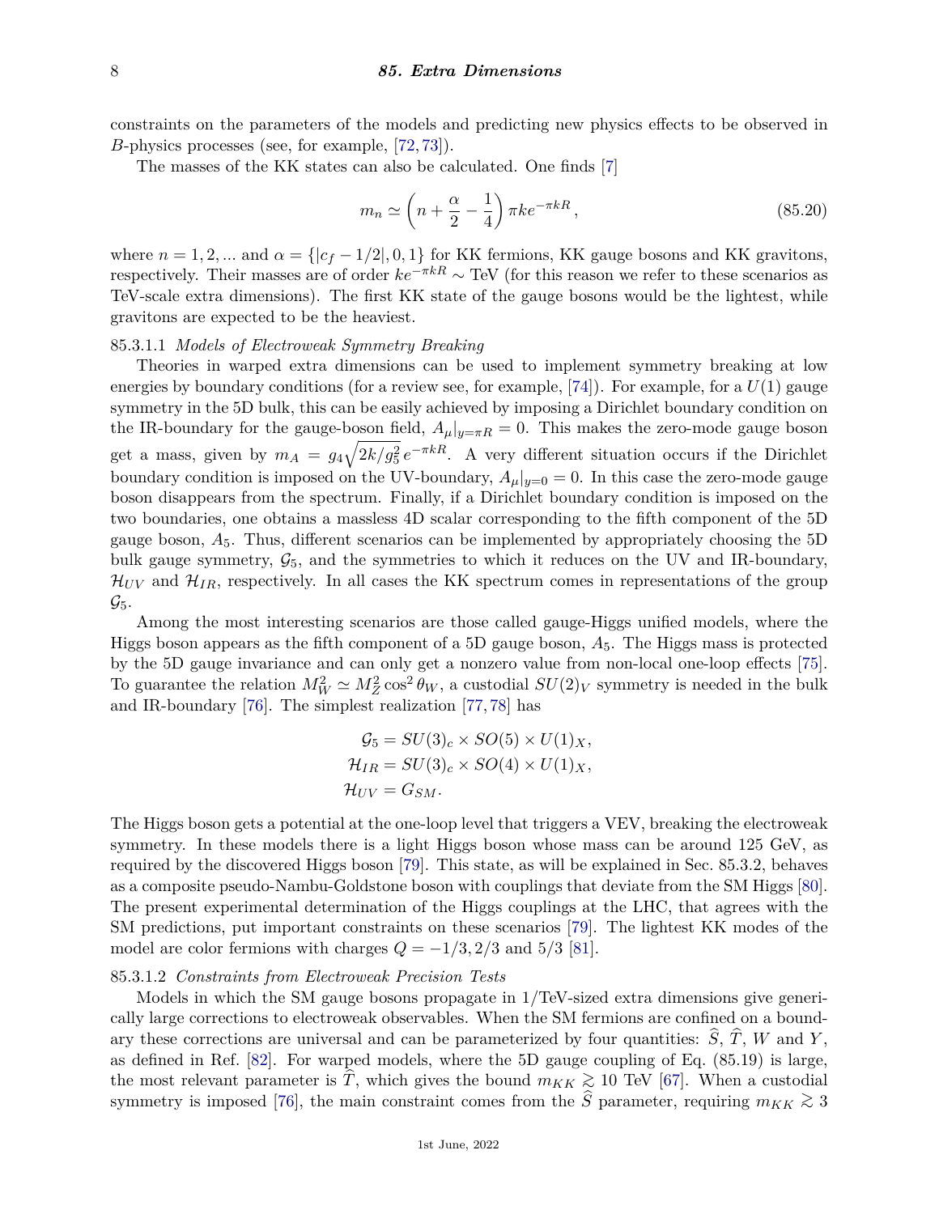constraints on the parameters of the models and predicting new physics effects to be observed in $B$-physics processes (see, for example, [72, 73]).

The masses of the KK states can also be calculated. One finds [7]

$$m_n \simeq \left(n + \frac{\alpha}{2} - \frac{1}{4}\right) \pi k e^{-\pi k R}\,, \tag{85.20}$$

where $n = 1, 2, ...$ and $\alpha = \{|c_f - 1/2|, 0, 1\}$ for KK fermions, KK gauge bosons and KK gravitons, respectively. Their masses are of order $ke^{-\pi kR} \sim$ TeV (for this reason we refer to these scenarios as TeV-scale extra dimensions). The first KK state of the gauge bosons would be the lightest, while gravitons are expected to be the heaviest.

85.3.1.1 *Models of Electroweak Symmetry Breaking*

Theories in warped extra dimensions can be used to implement symmetry breaking at low energies by boundary conditions (for a review see, for example, [74]). For example, for a $U(1)$ gauge symmetry in the 5D bulk, this can be easily achieved by imposing a Dirichlet boundary condition on the IR-boundary for the gauge-boson field, $A_\mu|_{y=\pi R} = 0$. This makes the zero-mode gauge boson get a mass, given by $m_A = g_4\sqrt{2k/g_5^2}\, e^{-\pi kR}$. A very different situation occurs if the Dirichlet boundary condition is imposed on the UV-boundary, $A_\mu|_{y=0} = 0$. In this case the zero-mode gauge boson disappears from the spectrum. Finally, if a Dirichlet boundary condition is imposed on the two boundaries, one obtains a massless 4D scalar corresponding to the fifth component of the 5D gauge boson, $A_5$. Thus, different scenarios can be implemented by appropriately choosing the 5D bulk gauge symmetry, $\mathcal{G}_5$, and the symmetries to which it reduces on the UV and IR-boundary, $\mathcal{H}_{UV}$ and $\mathcal{H}_{IR}$, respectively. In all cases the KK spectrum comes in representations of the group $\mathcal{G}_5$.

Among the most interesting scenarios are those called gauge-Higgs unified models, where the Higgs boson appears as the fifth component of a 5D gauge boson, $A_5$. The Higgs mass is protected by the 5D gauge invariance and can only get a nonzero value from non-local one-loop effects [75]. To guarantee the relation $M_W^2 \simeq M_Z^2 \cos^2\theta_W$, a custodial $SU(2)_V$ symmetry is needed in the bulk and IR-boundary [76]. The simplest realization [77, 78] has

$$\begin{aligned}
\mathcal{G}_5 &= SU(3)_c \times SO(5) \times U(1)_X\,,\\
\mathcal{H}_{IR} &= SU(3)_c \times SO(4) \times U(1)_X\,,\\
\mathcal{H}_{UV} &= G_{SM}.
\end{aligned}$$

The Higgs boson gets a potential at the one-loop level that triggers a VEV, breaking the electroweak symmetry. In these models there is a light Higgs boson whose mass can be around 125 GeV, as required by the discovered Higgs boson [79]. This state, as will be explained in Sec. 85.3.2, behaves as a composite pseudo-Nambu-Goldstone boson with couplings that deviate from the SM Higgs [80]. The present experimental determination of the Higgs couplings at the LHC, that agrees with the SM predictions, put important constraints on these scenarios [79]. The lightest KK modes of the model are color fermions with charges $Q = -1/3, 2/3$ and $5/3$ [81].

85.3.1.2 *Constraints from Electroweak Precision Tests*

Models in which the SM gauge bosons propagate in 1/TeV-sized extra dimensions give generically large corrections to electroweak observables. When the SM fermions are confined on a boundary these corrections are universal and can be parameterized by four quantities: $\widehat{S}$, $\widehat{T}$, $W$ and $Y$, as defined in Ref. [82]. For warped models, where the 5D gauge coupling of Eq. (85.19) is large, the most relevant parameter is $\widehat{T}$, which gives the bound $m_{KK} \gtrsim 10$ TeV [67]. When a custodial symmetry is imposed [76], the main constraint comes from the $\widehat{S}$ parameter, requiring $m_{KK} \gtrsim 3$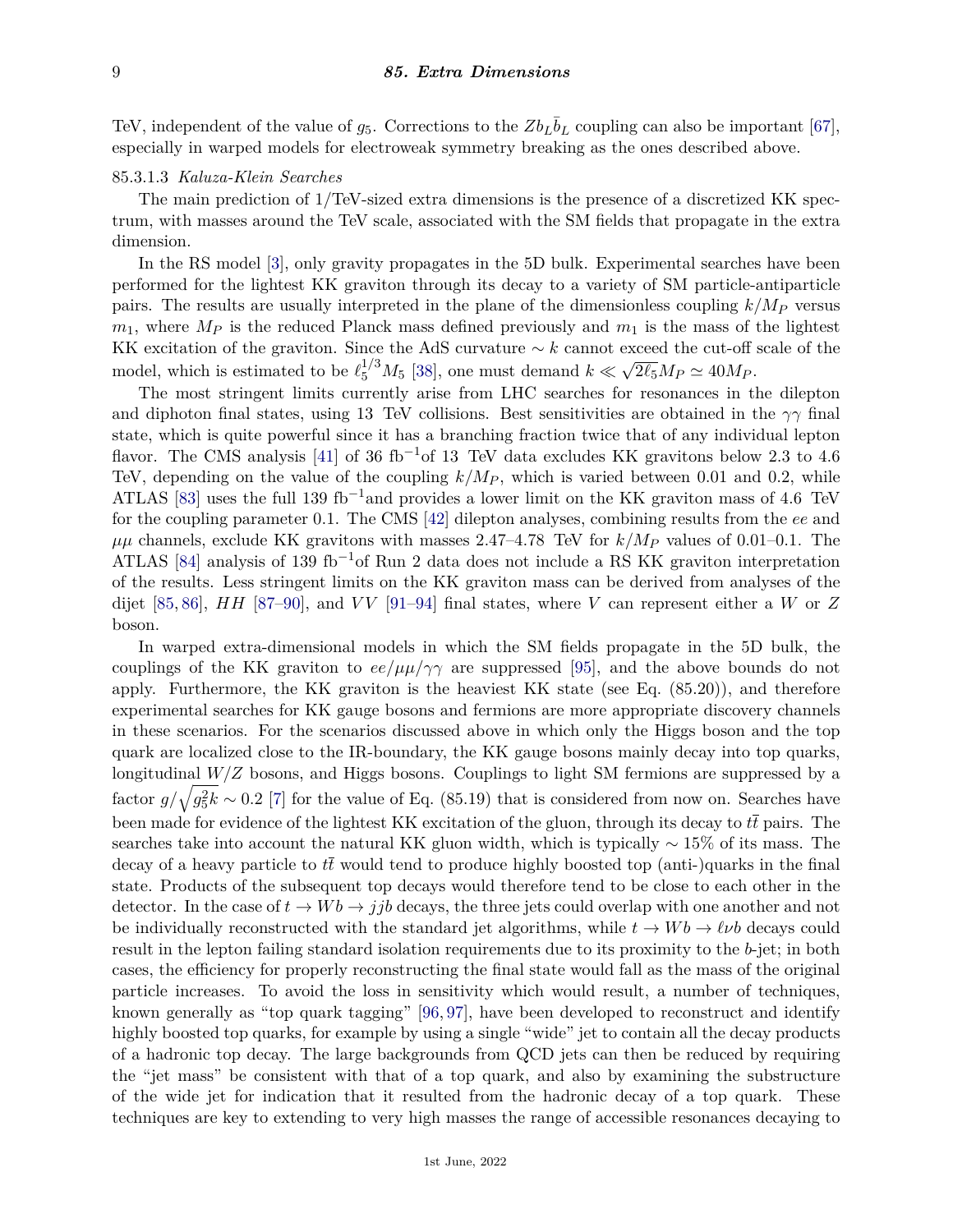TeV, independent of the value of $g_5$. Corrections to the $Zb_L\bar{b}_L$ coupling can also be important [67], especially in warped models for electroweak symmetry breaking as the ones described above.

#### 85.3.1.3 *Kaluza-Klein Searches*

The main prediction of 1/TeV-sized extra dimensions is the presence of a discretized KK spectrum, with masses around the TeV scale, associated with the SM fields that propagate in the extra dimension.

In the RS model [3], only gravity propagates in the 5D bulk. Experimental searches have been performed for the lightest KK graviton through its decay to a variety of SM particle-antiparticle pairs. The results are usually interpreted in the plane of the dimensionless coupling $k/M_P$ versus $m_1$, where $M_P$ is the reduced Planck mass defined previously and $m_1$ is the mass of the lightest KK excitation of the graviton. Since the AdS curvature $\sim k$ cannot exceed the cut-off scale of the model, which is estimated to be $\ell_5^{1/3}M_5$ [38], one must demand $k \ll \sqrt{2\ell_5}M_P \simeq 40M_P$.

The most stringent limits currently arise from LHC searches for resonances in the dilepton and diphoton final states, using 13 TeV collisions. Best sensitivities are obtained in the $\gamma\gamma$ final state, which is quite powerful since it has a branching fraction twice that of any individual lepton flavor. The CMS analysis [41] of 36 fb$^{-1}$of 13 TeV data excludes KK gravitons below 2.3 to 4.6 TeV, depending on the value of the coupling $k/M_P$, which is varied between 0.01 and 0.2, while ATLAS [83] uses the full 139 fb$^{-1}$and provides a lower limit on the KK graviton mass of 4.6 TeV for the coupling parameter 0.1. The CMS [42] dilepton analyses, combining results from the $ee$ and $\mu\mu$ channels, exclude KK gravitons with masses 2.47–4.78 TeV for $k/M_P$ values of 0.01–0.1. The ATLAS [84] analysis of 139 fb$^{-1}$of Run 2 data does not include a RS KK graviton interpretation of the results. Less stringent limits on the KK graviton mass can be derived from analyses of the dijet [85, 86], $HH$ [87–90], and $VV$ [91–94] final states, where $V$ can represent either a $W$ or $Z$ boson.

In warped extra-dimensional models in which the SM fields propagate in the 5D bulk, the couplings of the KK graviton to $ee/\mu\mu/\gamma\gamma$ are suppressed [95], and the above bounds do not apply. Furthermore, the KK graviton is the heaviest KK state (see Eq. (85.20)), and therefore experimental searches for KK gauge bosons and fermions are more appropriate discovery channels in these scenarios. For the scenarios discussed above in which only the Higgs boson and the top quark are localized close to the IR-boundary, the KK gauge bosons mainly decay into top quarks, longitudinal $W/Z$ bosons, and Higgs bosons. Couplings to light SM fermions are suppressed by a factor $g/\sqrt{g_5^2 k} \sim 0.2$ [7] for the value of Eq. (85.19) that is considered from now on. Searches have been made for evidence of the lightest KK excitation of the gluon, through its decay to $t\bar{t}$ pairs. The searches take into account the natural KK gluon width, which is typically $\sim 15\%$ of its mass. The decay of a heavy particle to $t\bar{t}$ would tend to produce highly boosted top (anti-)quarks in the final state. Products of the subsequent top decays would therefore tend to be close to each other in the detector. In the case of $t \to Wb \to jjb$ decays, the three jets could overlap with one another and not be individually reconstructed with the standard jet algorithms, while $t \to Wb \to \ell\nu b$ decays could result in the lepton failing standard isolation requirements due to its proximity to the $b$-jet; in both cases, the efficiency for properly reconstructing the final state would fall as the mass of the original particle increases. To avoid the loss in sensitivity which would result, a number of techniques, known generally as "top quark tagging" [96, 97], have been developed to reconstruct and identify highly boosted top quarks, for example by using a single "wide" jet to contain all the decay products of a hadronic top decay. The large backgrounds from QCD jets can then be reduced by requiring the "jet mass" be consistent with that of a top quark, and also by examining the substructure of the wide jet for indication that it resulted from the hadronic decay of a top quark. These techniques are key to extending to very high masses the range of accessible resonances decaying to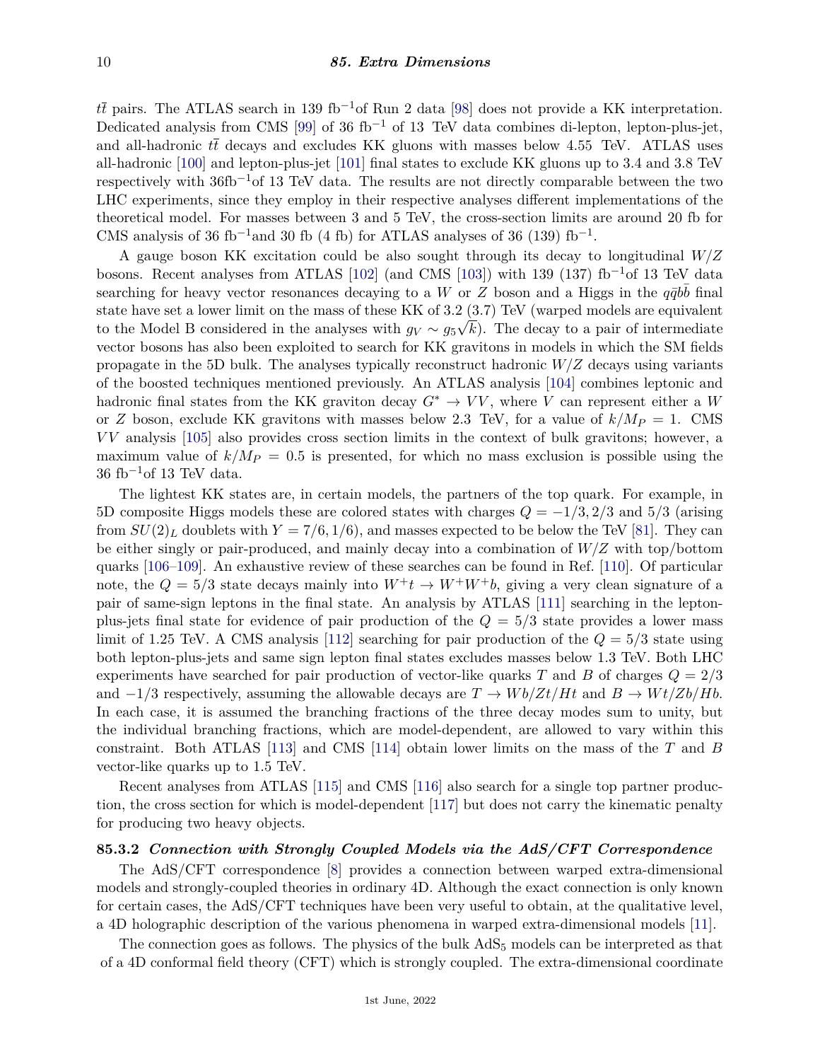$t\bar{t}$ pairs. The ATLAS search in 139 fb$^{-1}$of Run 2 data [98] does not provide a KK interpretation. Dedicated analysis from CMS [99] of 36 fb$^{-1}$ of 13 TeV data combines di-lepton, lepton-plus-jet, and all-hadronic $t\bar{t}$ decays and excludes KK gluons with masses below 4.55 TeV. ATLAS uses all-hadronic [100] and lepton-plus-jet [101] final states to exclude KK gluons up to 3.4 and 3.8 TeV respectively with 36fb$^{-1}$of 13 TeV data. The results are not directly comparable between the two LHC experiments, since they employ in their respective analyses different implementations of the theoretical model. For masses between 3 and 5 TeV, the cross-section limits are around 20 fb for CMS analysis of 36 fb$^{-1}$and 30 fb (4 fb) for ATLAS analyses of 36 (139) fb$^{-1}$.

A gauge boson KK excitation could be also sought through its decay to longitudinal $W/Z$ bosons. Recent analyses from ATLAS [102] (and CMS [103]) with 139 (137) fb$^{-1}$of 13 TeV data searching for heavy vector resonances decaying to a $W$ or $Z$ boson and a Higgs in the $q\bar{q}b\bar{b}$ final state have set a lower limit on the mass of these KK of 3.2 (3.7) TeV (warped models are equivalent to the Model B considered in the analyses with $g_V \sim g_5\sqrt{k}$). The decay to a pair of intermediate vector bosons has also been exploited to search for KK gravitons in models in which the SM fields propagate in the 5D bulk. The analyses typically reconstruct hadronic $W/Z$ decays using variants of the boosted techniques mentioned previously. An ATLAS analysis [104] combines leptonic and hadronic final states from the KK graviton decay $G^* \to VV$, where $V$ can represent either a $W$ or $Z$ boson, exclude KK gravitons with masses below 2.3 TeV, for a value of $k/M_P = 1$. CMS $VV$ analysis [105] also provides cross section limits in the context of bulk gravitons; however, a maximum value of $k/M_P = 0.5$ is presented, for which no mass exclusion is possible using the 36 fb$^{-1}$of 13 TeV data.

The lightest KK states are, in certain models, the partners of the top quark. For example, in 5D composite Higgs models these are colored states with charges $Q = -1/3, 2/3$ and $5/3$ (arising from $SU(2)_L$ doublets with $Y = 7/6, 1/6$), and masses expected to be below the TeV [81]. They can be either singly or pair-produced, and mainly decay into a combination of $W/Z$ with top/bottom quarks [106–109]. An exhaustive review of these searches can be found in Ref. [110]. Of particular note, the $Q = 5/3$ state decays mainly into $W^+t \to W^+W^+b$, giving a very clean signature of a pair of same-sign leptons in the final state. An analysis by ATLAS [111] searching in the lepton-plus-jets final state for evidence of pair production of the $Q = 5/3$ state provides a lower mass limit of 1.25 TeV. A CMS analysis [112] searching for pair production of the $Q = 5/3$ state using both lepton-plus-jets and same sign lepton final states excludes masses below 1.3 TeV. Both LHC experiments have searched for pair production of vector-like quarks $T$ and $B$ of charges $Q = 2/3$ and $-1/3$ respectively, assuming the allowable decays are $T \to Wb/Zt/Ht$ and $B \to Wt/Zb/Hb$. In each case, it is assumed the branching fractions of the three decay modes sum to unity, but the individual branching fractions, which are model-dependent, are allowed to vary within this constraint. Both ATLAS [113] and CMS [114] obtain lower limits on the mass of the $T$ and $B$ vector-like quarks up to 1.5 TeV.

Recent analyses from ATLAS [115] and CMS [116] also search for a single top partner production, the cross section for which is model-dependent [117] but does not carry the kinematic penalty for producing two heavy objects.

### 85.3.2 *Connection with Strongly Coupled Models via the AdS/CFT Correspondence*

The AdS/CFT correspondence [8] provides a connection between warped extra-dimensional models and strongly-coupled theories in ordinary 4D. Although the exact connection is only known for certain cases, the AdS/CFT techniques have been very useful to obtain, at the qualitative level, a 4D holographic description of the various phenomena in warped extra-dimensional models [11].

The connection goes as follows. The physics of the bulk AdS$_5$ models can be interpreted as that of a 4D conformal field theory (CFT) which is strongly coupled. The extra-dimensional coordinate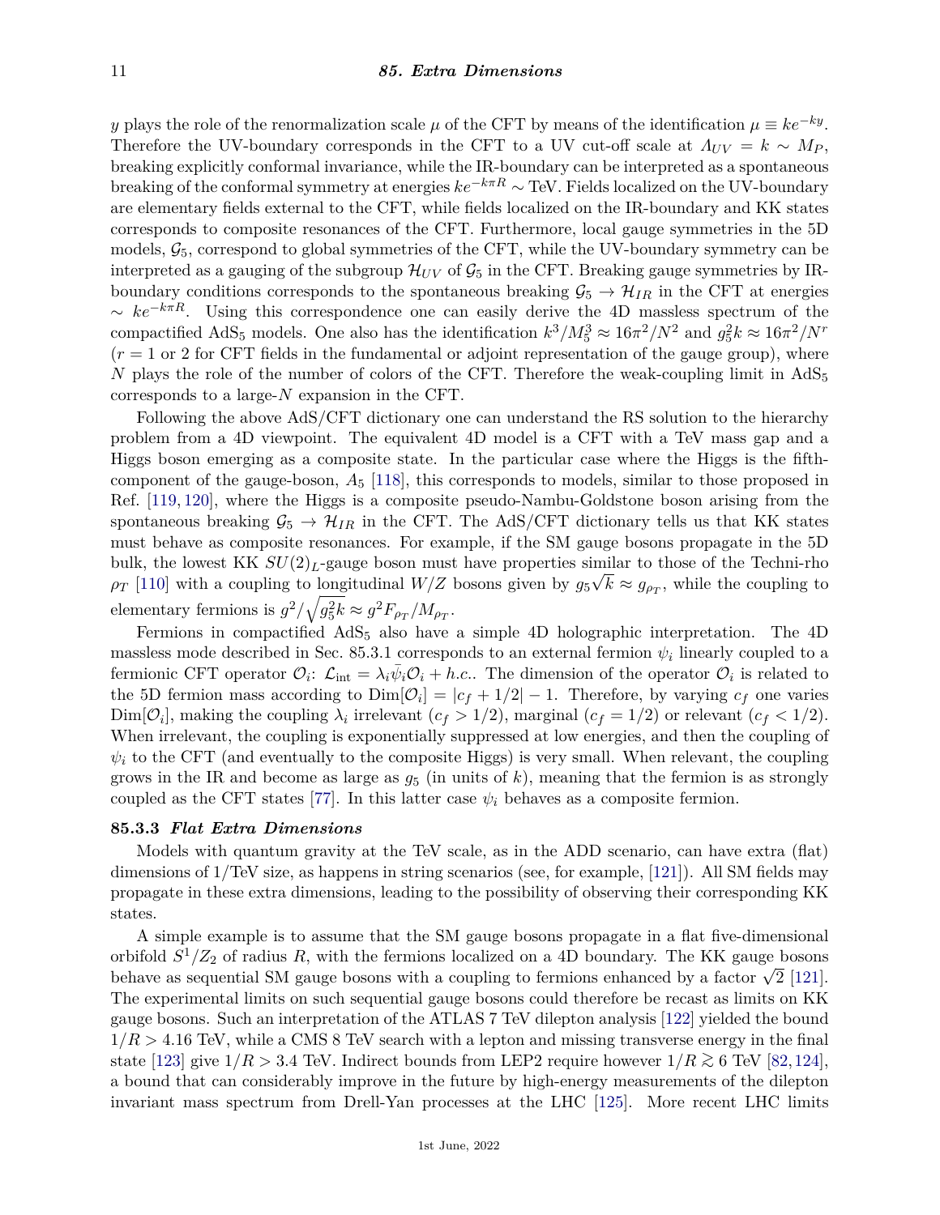$y$ plays the role of the renormalization scale $\mu$ of the CFT by means of the identification $\mu \equiv ke^{-ky}$. Therefore the UV-boundary corresponds in the CFT to a UV cut-off scale at $\Lambda_{UV} = k \sim M_P$, breaking explicitly conformal invariance, while the IR-boundary can be interpreted as a spontaneous breaking of the conformal symmetry at energies $ke^{-k\pi R} \sim$ TeV. Fields localized on the UV-boundary are elementary fields external to the CFT, while fields localized on the IR-boundary and KK states corresponds to composite resonances of the CFT. Furthermore, local gauge symmetries in the 5D models, $\mathcal{G}_5$, correspond to global symmetries of the CFT, while the UV-boundary symmetry can be interpreted as a gauging of the subgroup $\mathcal{H}_{UV}$ of $\mathcal{G}_5$ in the CFT. Breaking gauge symmetries by IR-boundary conditions corresponds to the spontaneous breaking $\mathcal{G}_5 \to \mathcal{H}_{IR}$ in the CFT at energies $\sim ke^{-k\pi R}$. Using this correspondence one can easily derive the 4D massless spectrum of the compactified AdS$_5$ models. One also has the identification $k^3/M_5^3 \approx 16\pi^2/N^2$ and $g_5^2 k \approx 16\pi^2/N^r$ ($r = 1$ or 2 for CFT fields in the fundamental or adjoint representation of the gauge group), where $N$ plays the role of the number of colors of the CFT. Therefore the weak-coupling limit in AdS$_5$ corresponds to a large-$N$ expansion in the CFT.

Following the above AdS/CFT dictionary one can understand the RS solution to the hierarchy problem from a 4D viewpoint. The equivalent 4D model is a CFT with a TeV mass gap and a Higgs boson emerging as a composite state. In the particular case where the Higgs is the fifth-component of the gauge-boson, $A_5$ [118], this corresponds to models, similar to those proposed in Ref. [119, 120], where the Higgs is a composite pseudo-Nambu-Goldstone boson arising from the spontaneous breaking $\mathcal{G}_5 \to \mathcal{H}_{IR}$ in the CFT. The AdS/CFT dictionary tells us that KK states must behave as composite resonances. For example, if the SM gauge bosons propagate in the 5D bulk, the lowest KK $SU(2)_L$-gauge boson must have properties similar to those of the Techni-rho $\rho_T$ [110] with a coupling to longitudinal $W/Z$ bosons given by $g_5\sqrt{k} \approx g_{\rho_T}$, while the coupling to elementary fermions is $g^2/\sqrt{g_5^2 k} \approx g^2 F_{\rho_T}/M_{\rho_T}$.

Fermions in compactified AdS$_5$ also have a simple 4D holographic interpretation. The 4D massless mode described in Sec. 85.3.1 corresponds to an external fermion $\psi_i$ linearly coupled to a fermionic CFT operator $\mathcal{O}_i$: $\mathcal{L}_{\rm int} = \lambda_i \bar{\psi}_i \mathcal{O}_i + h.c.$. The dimension of the operator $\mathcal{O}_i$ is related to the 5D fermion mass according to $\mathrm{Dim}[\mathcal{O}_i] = |c_f + 1/2| - 1$. Therefore, by varying $c_f$ one varies $\mathrm{Dim}[\mathcal{O}_i]$, making the coupling $\lambda_i$ irrelevant ($c_f > 1/2$), marginal ($c_f = 1/2$) or relevant ($c_f < 1/2$). When irrelevant, the coupling is exponentially suppressed at low energies, and then the coupling of $\psi_i$ to the CFT (and eventually to the composite Higgs) is very small. When relevant, the coupling grows in the IR and become as large as $g_5$ (in units of $k$), meaning that the fermion is as strongly coupled as the CFT states [77]. In this latter case $\psi_i$ behaves as a composite fermion.

### 85.3.3 *Flat Extra Dimensions*

Models with quantum gravity at the TeV scale, as in the ADD scenario, can have extra (flat) dimensions of 1/TeV size, as happens in string scenarios (see, for example, [121]). All SM fields may propagate in these extra dimensions, leading to the possibility of observing their corresponding KK states.

A simple example is to assume that the SM gauge bosons propagate in a flat five-dimensional orbifold $S^1/Z_2$ of radius $R$, with the fermions localized on a 4D boundary. The KK gauge bosons behave as sequential SM gauge bosons with a coupling to fermions enhanced by a factor $\sqrt{2}$ [121]. The experimental limits on such sequential gauge bosons could therefore be recast as limits on KK gauge bosons. Such an interpretation of the ATLAS 7 TeV dilepton analysis [122] yielded the bound $1/R > 4.16$ TeV, while a CMS 8 TeV search with a lepton and missing transverse energy in the final state [123] give $1/R > 3.4$ TeV. Indirect bounds from LEP2 require however $1/R \gtrsim 6$ TeV [82, 124], a bound that can considerably improve in the future by high-energy measurements of the dilepton invariant mass spectrum from Drell-Yan processes at the LHC [125]. More recent LHC limits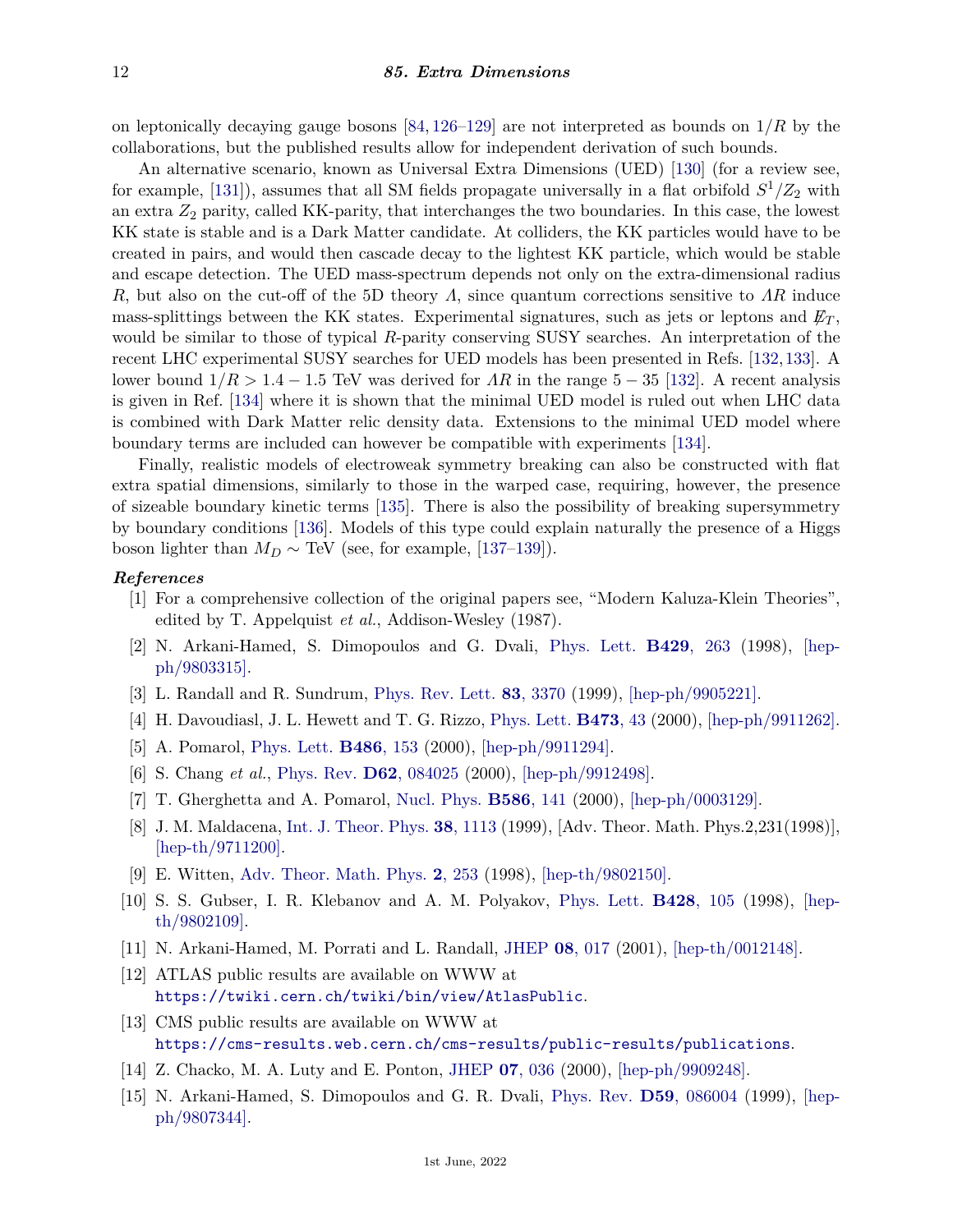on leptonically decaying gauge bosons [84, 126–129] are not interpreted as bounds on $1/R$ by the collaborations, but the published results allow for independent derivation of such bounds.

An alternative scenario, known as Universal Extra Dimensions (UED) [130] (for a review see, for example, [131]), assumes that all SM fields propagate universally in a flat orbifold $S^1/Z_2$ with an extra $Z_2$ parity, called KK-parity, that interchanges the two boundaries. In this case, the lowest KK state is stable and is a Dark Matter candidate. At colliders, the KK particles would have to be created in pairs, and would then cascade decay to the lightest KK particle, which would be stable and escape detection. The UED mass-spectrum depends not only on the extra-dimensional radius $R$, but also on the cut-off of the 5D theory $\Lambda$, since quantum corrections sensitive to $\Lambda R$ induce mass-splittings between the KK states. Experimental signatures, such as jets or leptons and $\not{E}_T$, would be similar to those of typical $R$-parity conserving SUSY searches. An interpretation of the recent LHC experimental SUSY searches for UED models has been presented in Refs. [132, 133]. A lower bound $1/R > 1.4 - 1.5$ TeV was derived for $\Lambda R$ in the range $5 - 35$ [132]. A recent analysis is given in Ref. [134] where it is shown that the minimal UED model is ruled out when LHC data is combined with Dark Matter relic density data. Extensions to the minimal UED model where boundary terms are included can however be compatible with experiments [134].

Finally, realistic models of electroweak symmetry breaking can also be constructed with flat extra spatial dimensions, similarly to those in the warped case, requiring, however, the presence of sizeable boundary kinetic terms [135]. There is also the possibility of breaking supersymmetry by boundary conditions [136]. Models of this type could explain naturally the presence of a Higgs boson lighter than $M_D \sim$ TeV (see, for example, [137–139]).

### *References*

[1] For a comprehensive collection of the original papers see, "Modern Kaluza-Klein Theories", edited by T. Appelquist *et al.*, Addison-Wesley (1987).

[2] N. Arkani-Hamed, S. Dimopoulos and G. Dvali, Phys. Lett. **B429**, 263 (1998), [hep-ph/9803315].

[3] L. Randall and R. Sundrum, Phys. Rev. Lett. **83**, 3370 (1999), [hep-ph/9905221].

[4] H. Davoudiasl, J. L. Hewett and T. G. Rizzo, Phys. Lett. **B473**, 43 (2000), [hep-ph/9911262].

[5] A. Pomarol, Phys. Lett. **B486**, 153 (2000), [hep-ph/9911294].

[6] S. Chang *et al.*, Phys. Rev. **D62**, 084025 (2000), [hep-ph/9912498].

[7] T. Gherghetta and A. Pomarol, Nucl. Phys. **B586**, 141 (2000), [hep-ph/0003129].

[8] J. M. Maldacena, Int. J. Theor. Phys. **38**, 1113 (1999), [Adv. Theor. Math. Phys.2,231(1998)], [hep-th/9711200].

[9] E. Witten, Adv. Theor. Math. Phys. **2**, 253 (1998), [hep-th/9802150].

[10] S. S. Gubser, I. R. Klebanov and A. M. Polyakov, Phys. Lett. **B428**, 105 (1998), [hep-th/9802109].

[11] N. Arkani-Hamed, M. Porrati and L. Randall, JHEP **08**, 017 (2001), [hep-th/0012148].

[12] ATLAS public results are available on WWW at `https://twiki.cern.ch/twiki/bin/view/AtlasPublic`.

[13] CMS public results are available on WWW at `https://cms-results.web.cern.ch/cms-results/public-results/publications`.

[14] Z. Chacko, M. A. Luty and E. Ponton, JHEP **07**, 036 (2000), [hep-ph/9909248].

[15] N. Arkani-Hamed, S. Dimopoulos and G. R. Dvali, Phys. Rev. **D59**, 086004 (1999), [hep-ph/9807344].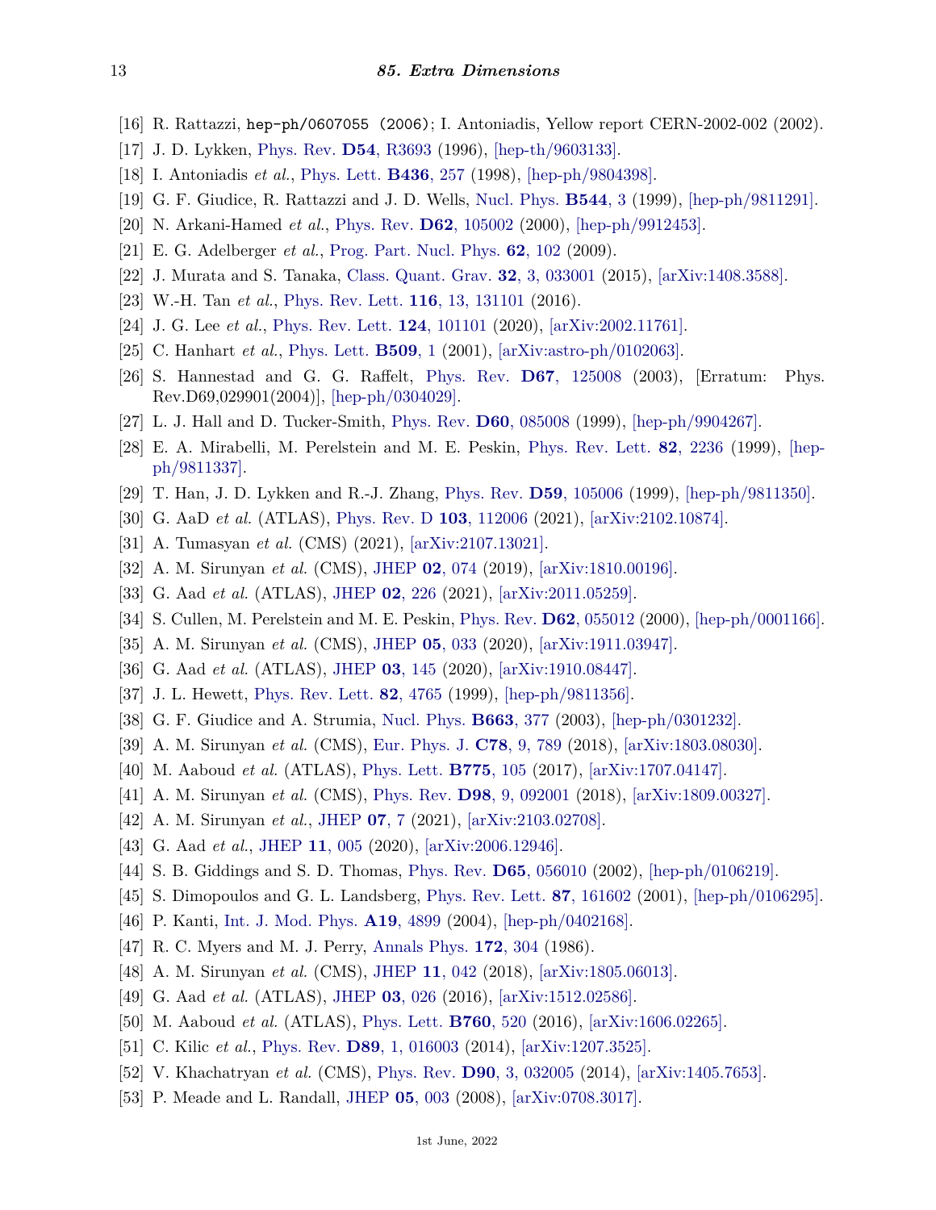[16] R. Rattazzi, hep-ph/0607055 (2006); I. Antoniadis, Yellow report CERN-2002-002 (2002).

[17] J. D. Lykken, Phys. Rev. **D54**, R3693 (1996), [hep-th/9603133].

[18] I. Antoniadis *et al.*, Phys. Lett. **B436**, 257 (1998), [hep-ph/9804398].

[19] G. F. Giudice, R. Rattazzi and J. D. Wells, Nucl. Phys. **B544**, 3 (1999), [hep-ph/9811291].

[20] N. Arkani-Hamed *et al.*, Phys. Rev. **D62**, 105002 (2000), [hep-ph/9912453].

[21] E. G. Adelberger *et al.*, Prog. Part. Nucl. Phys. **62**, 102 (2009).

[22] J. Murata and S. Tanaka, Class. Quant. Grav. **32**, 3, 033001 (2015), [arXiv:1408.3588].

[23] W.-H. Tan *et al.*, Phys. Rev. Lett. **116**, 13, 131101 (2016).

[24] J. G. Lee *et al.*, Phys. Rev. Lett. **124**, 101101 (2020), [arXiv:2002.11761].

[25] C. Hanhart *et al.*, Phys. Lett. **B509**, 1 (2001), [arXiv:astro-ph/0102063].

[26] S. Hannestad and G. G. Raffelt, Phys. Rev. **D67**, 125008 (2003), [Erratum: Phys. Rev.D69,029901(2004)], [hep-ph/0304029].

[27] L. J. Hall and D. Tucker-Smith, Phys. Rev. **D60**, 085008 (1999), [hep-ph/9904267].

[28] E. A. Mirabelli, M. Perelstein and M. E. Peskin, Phys. Rev. Lett. **82**, 2236 (1999), [hep-ph/9811337].

[29] T. Han, J. D. Lykken and R.-J. Zhang, Phys. Rev. **D59**, 105006 (1999), [hep-ph/9811350].

[30] G. AaD *et al.* (ATLAS), Phys. Rev. D **103**, 112006 (2021), [arXiv:2102.10874].

[31] A. Tumasyan *et al.* (CMS) (2021), [arXiv:2107.13021].

[32] A. M. Sirunyan *et al.* (CMS), JHEP **02**, 074 (2019), [arXiv:1810.00196].

[33] G. Aad *et al.* (ATLAS), JHEP **02**, 226 (2021), [arXiv:2011.05259].

[34] S. Cullen, M. Perelstein and M. E. Peskin, Phys. Rev. **D62**, 055012 (2000), [hep-ph/0001166].

[35] A. M. Sirunyan *et al.* (CMS), JHEP **05**, 033 (2020), [arXiv:1911.03947].

[36] G. Aad *et al.* (ATLAS), JHEP **03**, 145 (2020), [arXiv:1910.08447].

[37] J. L. Hewett, Phys. Rev. Lett. **82**, 4765 (1999), [hep-ph/9811356].

[38] G. F. Giudice and A. Strumia, Nucl. Phys. **B663**, 377 (2003), [hep-ph/0301232].

[39] A. M. Sirunyan *et al.* (CMS), Eur. Phys. J. **C78**, 9, 789 (2018), [arXiv:1803.08030].

[40] M. Aaboud *et al.* (ATLAS), Phys. Lett. **B775**, 105 (2017), [arXiv:1707.04147].

[41] A. M. Sirunyan *et al.* (CMS), Phys. Rev. **D98**, 9, 092001 (2018), [arXiv:1809.00327].

[42] A. M. Sirunyan *et al.*, JHEP **07**, 7 (2021), [arXiv:2103.02708].

[43] G. Aad *et al.*, JHEP **11**, 005 (2020), [arXiv:2006.12946].

[44] S. B. Giddings and S. D. Thomas, Phys. Rev. **D65**, 056010 (2002), [hep-ph/0106219].

[45] S. Dimopoulos and G. L. Landsberg, Phys. Rev. Lett. **87**, 161602 (2001), [hep-ph/0106295].

[46] P. Kanti, Int. J. Mod. Phys. **A19**, 4899 (2004), [hep-ph/0402168].

[47] R. C. Myers and M. J. Perry, Annals Phys. **172**, 304 (1986).

[48] A. M. Sirunyan *et al.* (CMS), JHEP **11**, 042 (2018), [arXiv:1805.06013].

[49] G. Aad *et al.* (ATLAS), JHEP **03**, 026 (2016), [arXiv:1512.02586].

[50] M. Aaboud *et al.* (ATLAS), Phys. Lett. **B760**, 520 (2016), [arXiv:1606.02265].

[51] C. Kilic *et al.*, Phys. Rev. **D89**, 1, 016003 (2014), [arXiv:1207.3525].

[52] V. Khachatryan *et al.* (CMS), Phys. Rev. **D90**, 3, 032005 (2014), [arXiv:1405.7653].

[53] P. Meade and L. Randall, JHEP **05**, 003 (2008), [arXiv:0708.3017].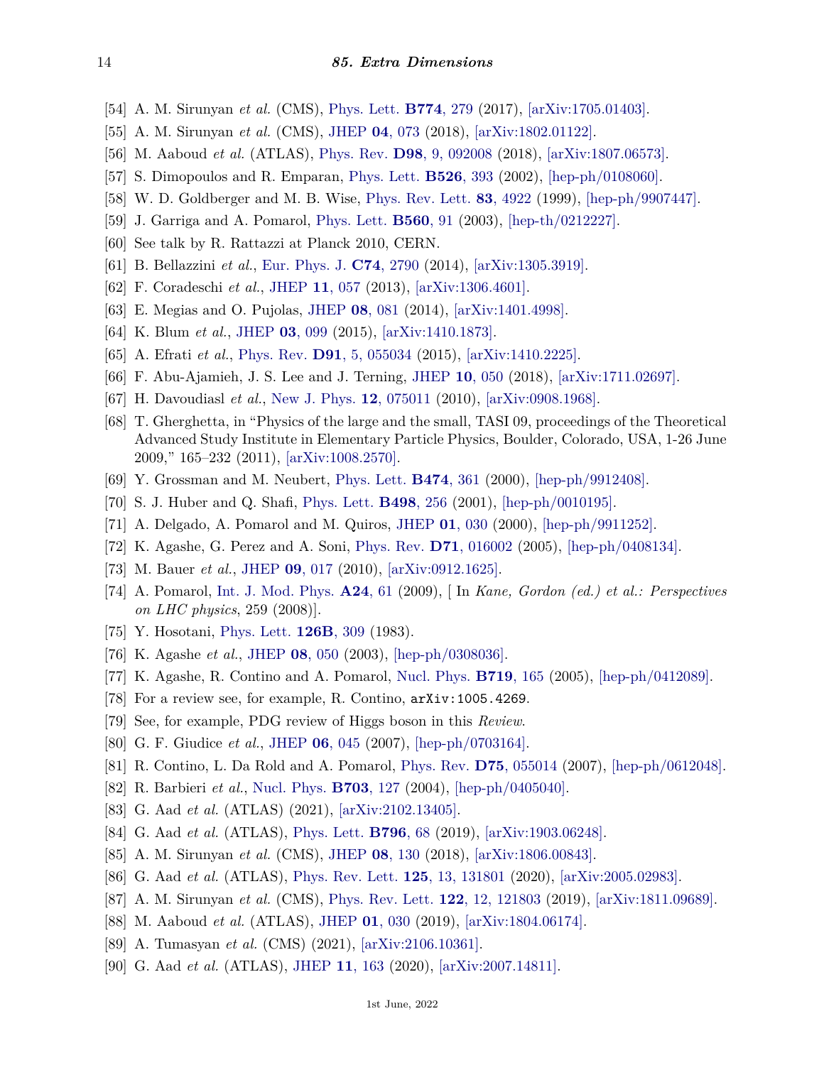[54] A. M. Sirunyan *et al.* (CMS), Phys. Lett. **B774**, 279 (2017), [arXiv:1705.01403].

[55] A. M. Sirunyan *et al.* (CMS), JHEP **04**, 073 (2018), [arXiv:1802.01122].

[56] M. Aaboud *et al.* (ATLAS), Phys. Rev. **D98**, 9, 092008 (2018), [arXiv:1807.06573].

[57] S. Dimopoulos and R. Emparan, Phys. Lett. **B526**, 393 (2002), [hep-ph/0108060].

[58] W. D. Goldberger and M. B. Wise, Phys. Rev. Lett. **83**, 4922 (1999), [hep-ph/9907447].

[59] J. Garriga and A. Pomarol, Phys. Lett. **B560**, 91 (2003), [hep-th/0212227].

[60] See talk by R. Rattazzi at Planck 2010, CERN.

[61] B. Bellazzini *et al.*, Eur. Phys. J. **C74**, 2790 (2014), [arXiv:1305.3919].

[62] F. Coradeschi *et al.*, JHEP **11**, 057 (2013), [arXiv:1306.4601].

[63] E. Megias and O. Pujolas, JHEP **08**, 081 (2014), [arXiv:1401.4998].

[64] K. Blum *et al.*, JHEP **03**, 099 (2015), [arXiv:1410.1873].

[65] A. Efrati *et al.*, Phys. Rev. **D91**, 5, 055034 (2015), [arXiv:1410.2225].

[66] F. Abu-Ajamieh, J. S. Lee and J. Terning, JHEP **10**, 050 (2018), [arXiv:1711.02697].

[67] H. Davoudiasl *et al.*, New J. Phys. **12**, 075011 (2010), [arXiv:0908.1968].

[68] T. Gherghetta, in "Physics of the large and the small, TASI 09, proceedings of the Theoretical Advanced Study Institute in Elementary Particle Physics, Boulder, Colorado, USA, 1-26 June 2009," 165–232 (2011), [arXiv:1008.2570].

[69] Y. Grossman and M. Neubert, Phys. Lett. **B474**, 361 (2000), [hep-ph/9912408].

[70] S. J. Huber and Q. Shafi, Phys. Lett. **B498**, 256 (2001), [hep-ph/0010195].

[71] A. Delgado, A. Pomarol and M. Quiros, JHEP **01**, 030 (2000), [hep-ph/9911252].

[72] K. Agashe, G. Perez and A. Soni, Phys. Rev. **D71**, 016002 (2005), [hep-ph/0408134].

[73] M. Bauer *et al.*, JHEP **09**, 017 (2010), [arXiv:0912.1625].

[74] A. Pomarol, Int. J. Mod. Phys. **A24**, 61 (2009), [ In *Kane, Gordon (ed.) et al.: Perspectives on LHC physics*, 259 (2008)].

[75] Y. Hosotani, Phys. Lett. **126B**, 309 (1983).

[76] K. Agashe *et al.*, JHEP **08**, 050 (2003), [hep-ph/0308036].

[77] K. Agashe, R. Contino and A. Pomarol, Nucl. Phys. **B719**, 165 (2005), [hep-ph/0412089].

[78] For a review see, for example, R. Contino, `arXiv:1005.4269`.

[79] See, for example, PDG review of Higgs boson in this *Review*.

[80] G. F. Giudice *et al.*, JHEP **06**, 045 (2007), [hep-ph/0703164].

[81] R. Contino, L. Da Rold and A. Pomarol, Phys. Rev. **D75**, 055014 (2007), [hep-ph/0612048].

[82] R. Barbieri *et al.*, Nucl. Phys. **B703**, 127 (2004), [hep-ph/0405040].

[83] G. Aad *et al.* (ATLAS) (2021), [arXiv:2102.13405].

[84] G. Aad *et al.* (ATLAS), Phys. Lett. **B796**, 68 (2019), [arXiv:1903.06248].

[85] A. M. Sirunyan *et al.* (CMS), JHEP **08**, 130 (2018), [arXiv:1806.00843].

[86] G. Aad *et al.* (ATLAS), Phys. Rev. Lett. **125**, 13, 131801 (2020), [arXiv:2005.02983].

[87] A. M. Sirunyan *et al.* (CMS), Phys. Rev. Lett. **122**, 12, 121803 (2019), [arXiv:1811.09689].

[88] M. Aaboud *et al.* (ATLAS), JHEP **01**, 030 (2019), [arXiv:1804.06174].

[89] A. Tumasyan *et al.* (CMS) (2021), [arXiv:2106.10361].

[90] G. Aad *et al.* (ATLAS), JHEP **11**, 163 (2020), [arXiv:2007.14811].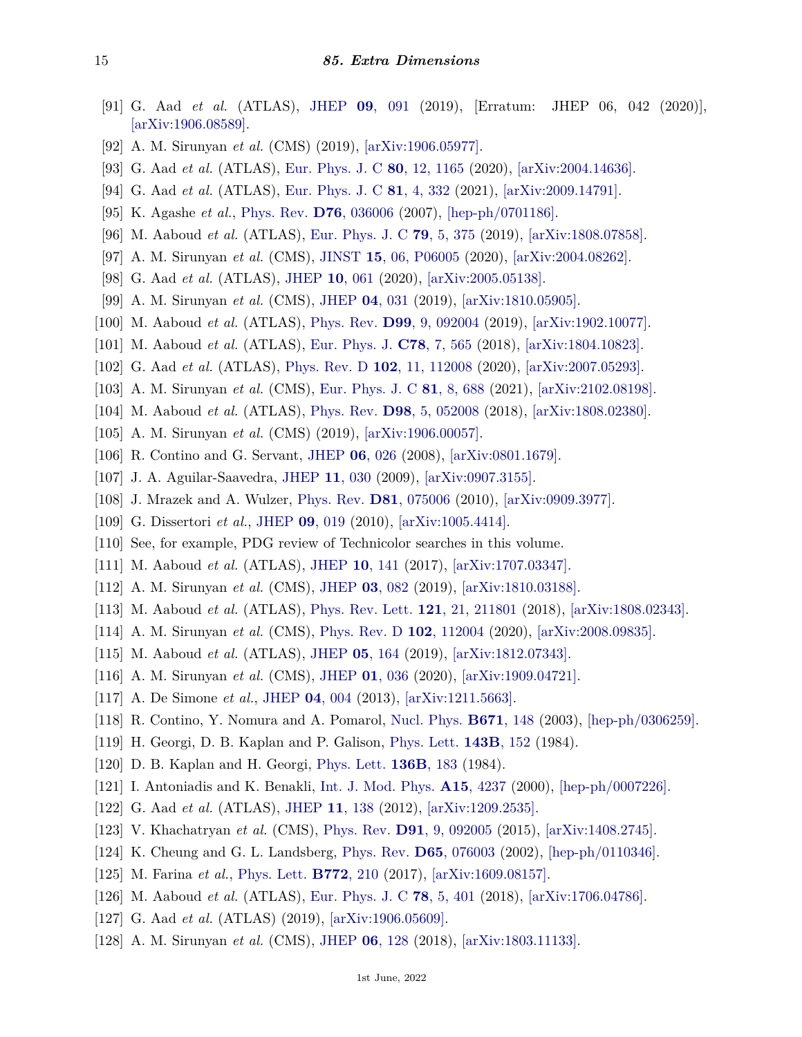[91] G. Aad *et al.* (ATLAS), JHEP **09**, 091 (2019), [Erratum: JHEP 06, 042 (2020)], [arXiv:1906.08589].

[92] A. M. Sirunyan *et al.* (CMS) (2019), [arXiv:1906.05977].

[93] G. Aad *et al.* (ATLAS), Eur. Phys. J. C **80**, 12, 1165 (2020), [arXiv:2004.14636].

[94] G. Aad *et al.* (ATLAS), Eur. Phys. J. C **81**, 4, 332 (2021), [arXiv:2009.14791].

[95] K. Agashe *et al.*, Phys. Rev. **D76**, 036006 (2007), [hep-ph/0701186].

[96] M. Aaboud *et al.* (ATLAS), Eur. Phys. J. C **79**, 5, 375 (2019), [arXiv:1808.07858].

[97] A. M. Sirunyan *et al.* (CMS), JINST **15**, 06, P06005 (2020), [arXiv:2004.08262].

[98] G. Aad *et al.* (ATLAS), JHEP **10**, 061 (2020), [arXiv:2005.05138].

[99] A. M. Sirunyan *et al.* (CMS), JHEP **04**, 031 (2019), [arXiv:1810.05905].

[100] M. Aaboud *et al.* (ATLAS), Phys. Rev. **D99**, 9, 092004 (2019), [arXiv:1902.10077].

[101] M. Aaboud *et al.* (ATLAS), Eur. Phys. J. **C78**, 7, 565 (2018), [arXiv:1804.10823].

[102] G. Aad *et al.* (ATLAS), Phys. Rev. D **102**, 11, 112008 (2020), [arXiv:2007.05293].

[103] A. M. Sirunyan *et al.* (CMS), Eur. Phys. J. C **81**, 8, 688 (2021), [arXiv:2102.08198].

[104] M. Aaboud *et al.* (ATLAS), Phys. Rev. **D98**, 5, 052008 (2018), [arXiv:1808.02380].

[105] A. M. Sirunyan *et al.* (CMS) (2019), [arXiv:1906.00057].

[106] R. Contino and G. Servant, JHEP **06**, 026 (2008), [arXiv:0801.1679].

[107] J. A. Aguilar-Saavedra, JHEP **11**, 030 (2009), [arXiv:0907.3155].

[108] J. Mrazek and A. Wulzer, Phys. Rev. **D81**, 075006 (2010), [arXiv:0909.3977].

[109] G. Dissertori *et al.*, JHEP **09**, 019 (2010), [arXiv:1005.4414].

[110] See, for example, PDG review of Technicolor searches in this volume.

[111] M. Aaboud *et al.* (ATLAS), JHEP **10**, 141 (2017), [arXiv:1707.03347].

[112] A. M. Sirunyan *et al.* (CMS), JHEP **03**, 082 (2019), [arXiv:1810.03188].

[113] M. Aaboud *et al.* (ATLAS), Phys. Rev. Lett. **121**, 21, 211801 (2018), [arXiv:1808.02343].

[114] A. M. Sirunyan *et al.* (CMS), Phys. Rev. D **102**, 112004 (2020), [arXiv:2008.09835].

[115] M. Aaboud *et al.* (ATLAS), JHEP **05**, 164 (2019), [arXiv:1812.07343].

[116] A. M. Sirunyan *et al.* (CMS), JHEP **01**, 036 (2020), [arXiv:1909.04721].

[117] A. De Simone *et al.*, JHEP **04**, 004 (2013), [arXiv:1211.5663].

[118] R. Contino, Y. Nomura and A. Pomarol, Nucl. Phys. **B671**, 148 (2003), [hep-ph/0306259].

[119] H. Georgi, D. B. Kaplan and P. Galison, Phys. Lett. **143B**, 152 (1984).

[120] D. B. Kaplan and H. Georgi, Phys. Lett. **136B**, 183 (1984).

[121] I. Antoniadis and K. Benakli, Int. J. Mod. Phys. **A15**, 4237 (2000), [hep-ph/0007226].

[122] G. Aad *et al.* (ATLAS), JHEP **11**, 138 (2012), [arXiv:1209.2535].

[123] V. Khachatryan *et al.* (CMS), Phys. Rev. **D91**, 9, 092005 (2015), [arXiv:1408.2745].

[124] K. Cheung and G. L. Landsberg, Phys. Rev. **D65**, 076003 (2002), [hep-ph/0110346].

[125] M. Farina *et al.*, Phys. Lett. **B772**, 210 (2017), [arXiv:1609.08157].

[126] M. Aaboud *et al.* (ATLAS), Eur. Phys. J. C **78**, 5, 401 (2018), [arXiv:1706.04786].

[127] G. Aad *et al.* (ATLAS) (2019), [arXiv:1906.05609].

[128] A. M. Sirunyan *et al.* (CMS), JHEP **06**, 128 (2018), [arXiv:1803.11133].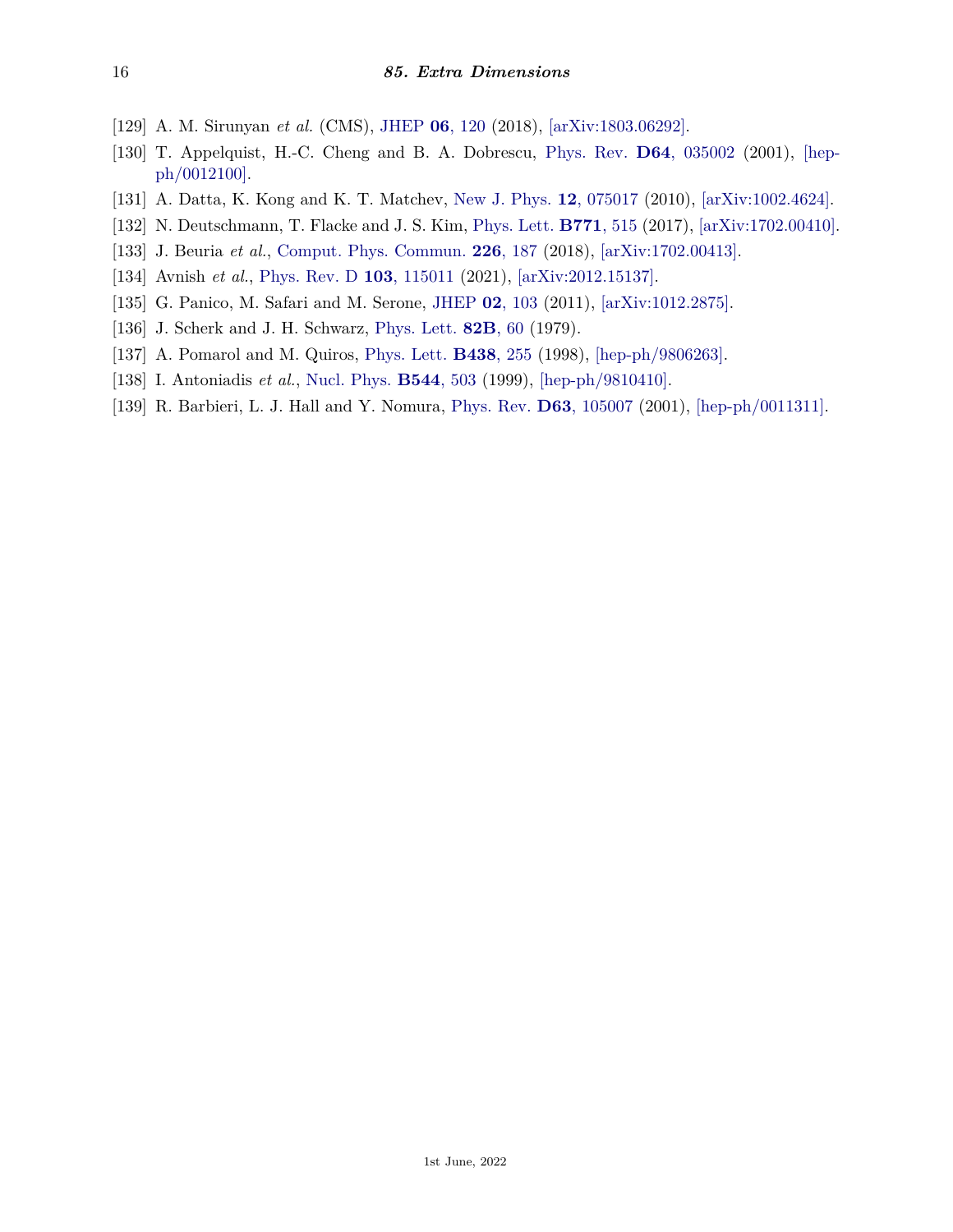[129] A. M. Sirunyan *et al.* (CMS), JHEP **06**, 120 (2018), [arXiv:1803.06292].

[130] T. Appelquist, H.-C. Cheng and B. A. Dobrescu, Phys. Rev. **D64**, 035002 (2001), [hep-ph/0012100].

[131] A. Datta, K. Kong and K. T. Matchev, New J. Phys. **12**, 075017 (2010), [arXiv:1002.4624].

[132] N. Deutschmann, T. Flacke and J. S. Kim, Phys. Lett. **B771**, 515 (2017), [arXiv:1702.00410].

[133] J. Beuria *et al.*, Comput. Phys. Commun. **226**, 187 (2018), [arXiv:1702.00413].

[134] Avnish *et al.*, Phys. Rev. D **103**, 115011 (2021), [arXiv:2012.15137].

[135] G. Panico, M. Safari and M. Serone, JHEP **02**, 103 (2011), [arXiv:1012.2875].

[136] J. Scherk and J. H. Schwarz, Phys. Lett. **82B**, 60 (1979).

[137] A. Pomarol and M. Quiros, Phys. Lett. **B438**, 255 (1998), [hep-ph/9806263].

[138] I. Antoniadis *et al.*, Nucl. Phys. **B544**, 503 (1999), [hep-ph/9810410].

[139] R. Barbieri, L. J. Hall and Y. Nomura, Phys. Rev. **D63**, 105007 (2001), [hep-ph/0011311].